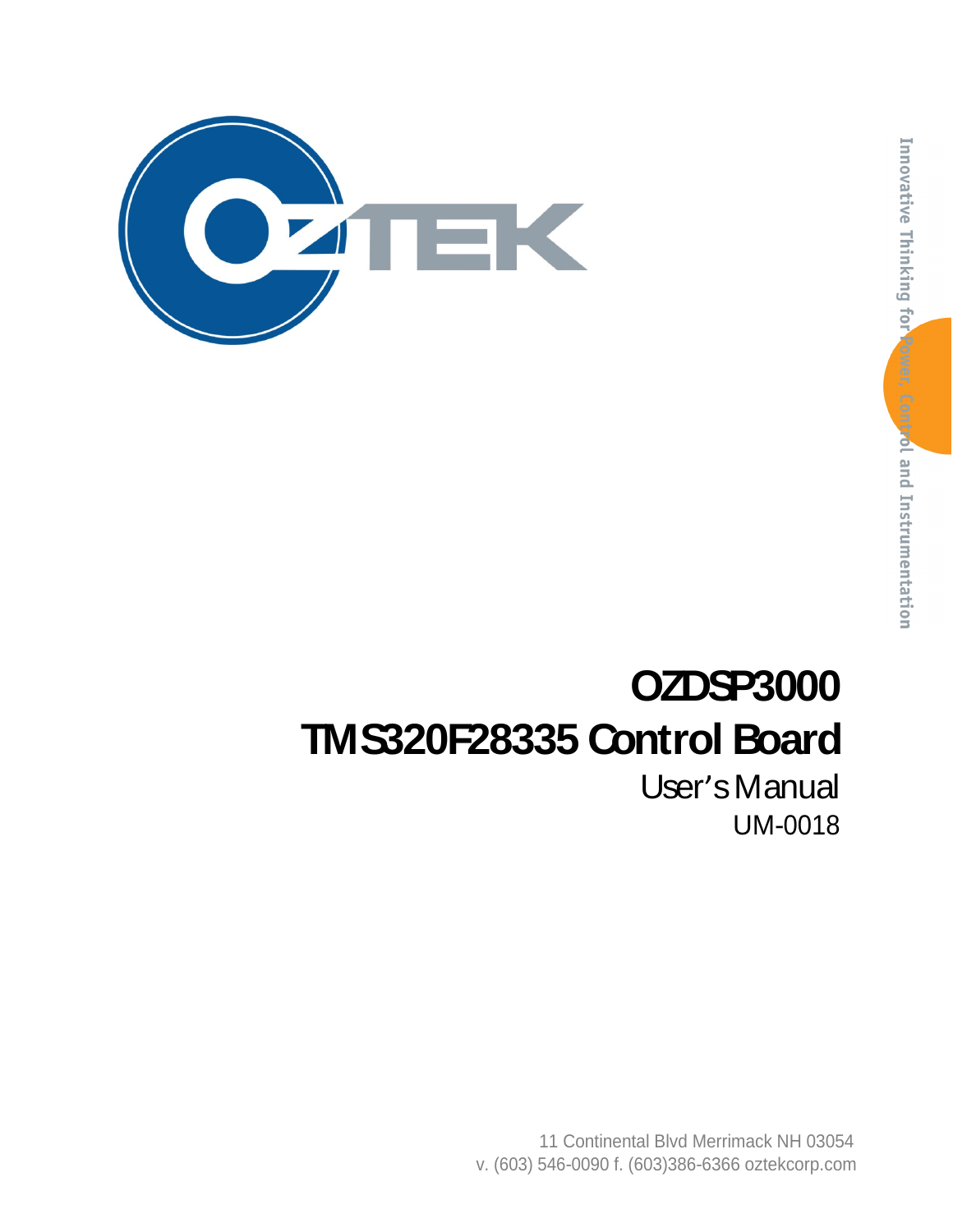OZTEK

Innovative Thinking for Power, Control and Instrumentation

# OZDSP3000

# TMS320F28335 Control Board

## User's Manual

UM-0018

11 Continental Blvd Merrimack NH 03054
v. (603) 546-0090 f. (603)386-6366 oztekcorp.com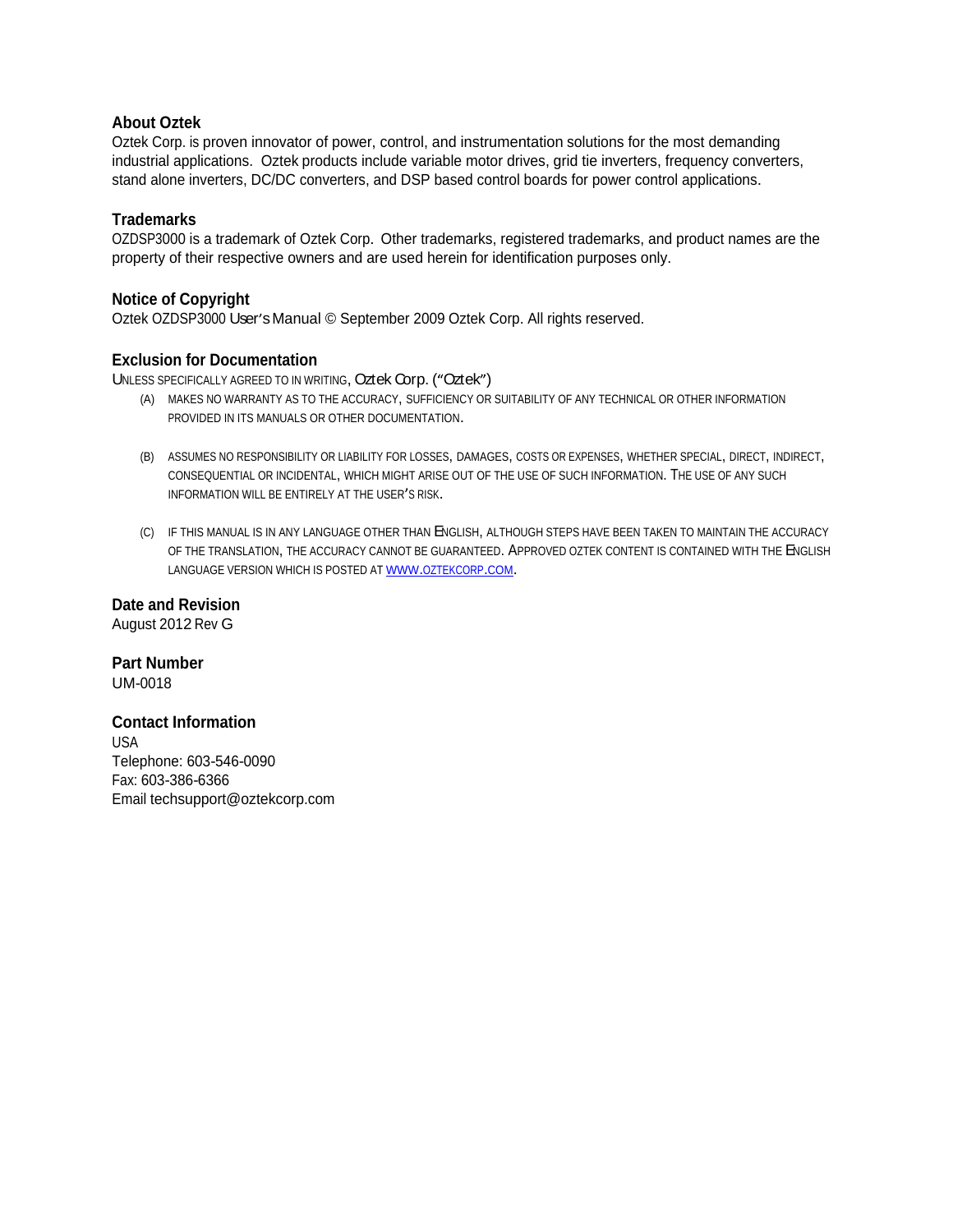## About Oztek

Oztek Corp. is proven innovator of power, control, and instrumentation solutions for the most demanding industrial applications. Oztek products include variable motor drives, grid tie inverters, frequency converters, stand alone inverters, DC/DC converters, and DSP based control boards for power control applications.

## Trademarks

OZDSP3000 is a trademark of Oztek Corp. Other trademarks, registered trademarks, and product names are the property of their respective owners and are used herein for identification purposes only.

## Notice of Copyright

Oztek OZDSP3000 User's Manual © September 2009 Oztek Corp. All rights reserved.

## Exclusion for Documentation

UNLESS SPECIFICALLY AGREED TO IN WRITING, Oztek Corp. ("Oztek")

(A) MAKES NO WARRANTY AS TO THE ACCURACY, SUFFICIENCY OR SUITABILITY OF ANY TECHNICAL OR OTHER INFORMATION PROVIDED IN ITS MANUALS OR OTHER DOCUMENTATION.

(B) ASSUMES NO RESPONSIBILITY OR LIABILITY FOR LOSSES, DAMAGES, COSTS OR EXPENSES, WHETHER SPECIAL, DIRECT, INDIRECT, CONSEQUENTIAL OR INCIDENTAL, WHICH MIGHT ARISE OUT OF THE USE OF SUCH INFORMATION. THE USE OF ANY SUCH INFORMATION WILL BE ENTIRELY AT THE USER'S RISK.

(C) IF THIS MANUAL IS IN ANY LANGUAGE OTHER THAN ENGLISH, ALTHOUGH STEPS HAVE BEEN TAKEN TO MAINTAIN THE ACCURACY OF THE TRANSLATION, THE ACCURACY CANNOT BE GUARANTEED. APPROVED OZTEK CONTENT IS CONTAINED WITH THE ENGLISH LANGUAGE VERSION WHICH IS POSTED AT WWW.OZTEKCORP.COM.

## Date and Revision

August 2012 Rev G

## Part Number

UM-0018

## Contact Information

USA
Telephone: 603-546-0090
Fax: 603-386-6366
Email techsupport@oztekcorp.com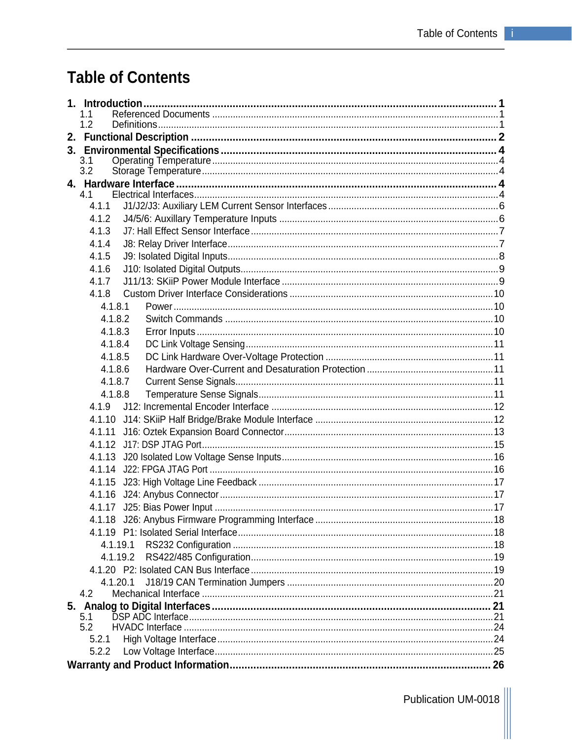# Table of Contents

**1. Introduction** .......... **1**
- 1.1 Referenced Documents .......... 1
- 1.2 Definitions .......... 1

**2. Functional Description** .......... **2**

**3. Environmental Specifications** .......... **4**
- 3.1 Operating Temperature .......... 4
- 3.2 Storage Temperature .......... 4

**4. Hardware Interface** .......... **4**
- 4.1 Electrical Interfaces .......... 4
  - 4.1.1 J1/J2/J3: Auxiliary LEM Current Sensor Interfaces .......... 6
  - 4.1.2 J4/5/6: Auxillary Temperature Inputs .......... 6
  - 4.1.3 J7: Hall Effect Sensor Interface .......... 7
  - 4.1.4 J8: Relay Driver Interface .......... 7
  - 4.1.5 J9: Isolated Digital Inputs .......... 8
  - 4.1.6 J10: Isolated Digital Outputs .......... 9
  - 4.1.7 J11/13: SKiiP Power Module Interface .......... 9
  - 4.1.8 Custom Driver Interface Considerations .......... 10
    - 4.1.8.1 Power .......... 10
    - 4.1.8.2 Switch Commands .......... 10
    - 4.1.8.3 Error Inputs .......... 10
    - 4.1.8.4 DC Link Voltage Sensing .......... 11
    - 4.1.8.5 DC Link Hardware Over-Voltage Protection .......... 11
    - 4.1.8.6 Hardware Over-Current and Desaturation Protection .......... 11
    - 4.1.8.7 Current Sense Signals .......... 11
    - 4.1.8.8 Temperature Sense Signals .......... 11
  - 4.1.9 J12: Incremental Encoder Interface .......... 12
  - 4.1.10 J14: SKiiP Half Bridge/Brake Module Interface .......... 12
  - 4.1.11 J16: Oztek Expansion Board Connector .......... 13
  - 4.1.12 J17: DSP JTAG Port .......... 15
  - 4.1.13 J20 Isolated Low Voltage Sense Inputs .......... 16
  - 4.1.14 J22: FPGA JTAG Port .......... 16
  - 4.1.15 J23: High Voltage Line Feedback .......... 17
  - 4.1.16 J24: Anybus Connector .......... 17
  - 4.1.17 J25: Bias Power Input .......... 17
  - 4.1.18 J26: Anybus Firmware Programming Interface .......... 18
  - 4.1.19 P1: Isolated Serial Interface .......... 18
    - 4.1.19.1 RS232 Configuration .......... 18
    - 4.1.19.2 RS422/485 Configuration .......... 19
  - 4.1.20 P2: Isolated CAN Bus Interface .......... 19
    - 4.1.20.1 J18/19 CAN Termination Jumpers .......... 20
- 4.2 Mechanical Interface .......... 21

**5. Analog to Digital Interfaces** .......... **21**
- 5.1 DSP ADC Interface .......... 21
- 5.2 HVADC Interface .......... 24
  - 5.2.1 High Voltage Interface .......... 24
  - 5.2.2 Low Voltage Interface .......... 25

**Warranty and Product Information** .......... **26**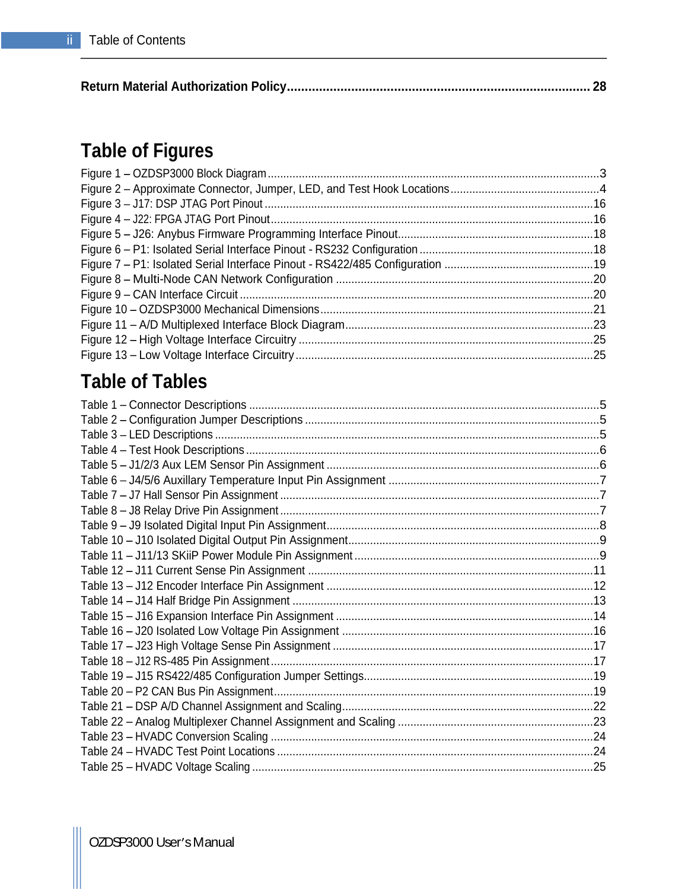**Return Material Authorization Policy.................................................................................... 28**

# Table of Figures

Figure 1 – OZDSP3000 Block Diagram..........................................................................................3
Figure 2 – Approximate Connector, Jumper, LED, and Test Hook Locations...............................................4
Figure 3 – J17: DSP JTAG Port Pinout.........................................................................................16
Figure 4 – J22: FPGA JTAG Port Pinout.......................................................................................16
Figure 5 – J26: Anybus Firmware Programming Interface Pinout..............................................................18
Figure 6 – P1: Isolated Serial Interface Pinout - RS232 Configuration........................................................18
Figure 7 – P1: Isolated Serial Interface Pinout - RS422/485 Configuration ...............................................19
Figure 8 – Multi-Node CAN Network Configuration ..................................................................................20
Figure 9 – CAN Interface Circuit .................................................................................................20
Figure 10 – OZDSP3000 Mechanical Dimensions.......................................................................................21
Figure 11 – A/D Multiplexed Interface Block Diagram...............................................................................23
Figure 12 – High Voltage Interface Circuitry ..............................................................................25
Figure 13 – Low Voltage Interface Circuitry...............................................................................25

# Table of Tables

Table 1 – Connector Descriptions ...............................................................................................5
Table 2 – Configuration Jumper Descriptions .............................................................................5
Table 3 – LED Descriptions ..........................................................................................................5
Table 4 – Test Hook Descriptions................................................................................................6
Table 5 – J1/2/3 Aux LEM Sensor Pin Assignment ......................................................................6
Table 6 – J4/5/6 Auxillary Temperature Input Pin Assignment ...................................................7
Table 7 – J7 Hall Sensor Pin Assignment .....................................................................................7
Table 8 – J8 Relay Drive Pin Assignment .....................................................................................7
Table 9 – J9 Isolated Digital Input Pin Assignment.......................................................................8
Table 10 – J10 Isolated Digital Output Pin Assignment................................................................9
Table 11 – J11/13 SKiiP Power Module Pin Assignment .............................................................9
Table 12 – J11 Current Sense Pin Assignment ...........................................................................11
Table 13 – J12 Encoder Interface Pin Assignment .....................................................................12
Table 14 – J14 Half Bridge Pin Assignment ...............................................................................13
Table 15 – J16 Expansion Interface Pin Assignment ..................................................................14
Table 16 – J20 Isolated Low Voltage Pin Assignment ................................................................16
Table 17 – J23 High Voltage Sense Pin Assignment ...................................................................17
Table 18 – J12 RS-485 Pin Assignment.......................................................................................17
Table 19 – J15 RS422/485 Configuration Jumper Settings.........................................................19
Table 20 – P2 CAN Bus Pin Assignment......................................................................................19
Table 21 – DSP A/D Channel Assignment and Scaling................................................................22
Table 22 – Analog Multiplexer Channel Assignment and Scaling ..............................................23
Table 23 – HVADC Conversion Scaling .......................................................................................24
Table 24 – HVADC Test Point Locations .....................................................................................24
Table 25 – HVADC Voltage Scaling .............................................................................................25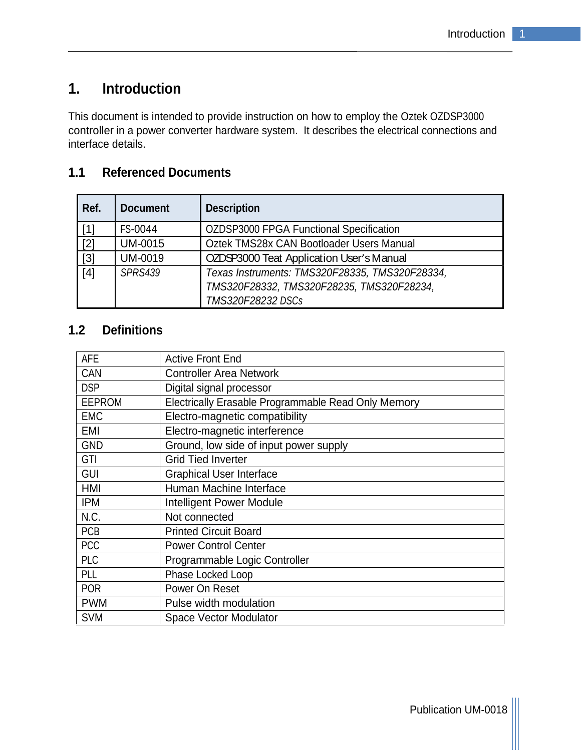# 1. Introduction

This document is intended to provide instruction on how to employ the Oztek OZDSP3000 controller in a power converter hardware system. It describes the electrical connections and interface details.

## 1.1 Referenced Documents

| Ref. | Document | Description |
|---|---|---|
| [1] | FS-0044 | OZDSP3000 FPGA Functional Specification |
| [2] | UM-0015 | Oztek TMS28x CAN Bootloader Users Manual |
| [3] | UM-0019 | OZDSP3000 Teat Application User's Manual |
| [4] | *SPRS439* | *Texas Instruments: TMS320F28335, TMS320F28334, TMS320F28332, TMS320F28235, TMS320F28234, TMS320F28232 DSCs* |

## 1.2 Definitions

| | |
|---|---|
| AFE | Active Front End |
| CAN | Controller Area Network |
| DSP | Digital signal processor |
| EEPROM | Electrically Erasable Programmable Read Only Memory |
| EMC | Electro-magnetic compatibility |
| EMI | Electro-magnetic interference |
| GND | Ground, low side of input power supply |
| GTI | Grid Tied Inverter |
| GUI | Graphical User Interface |
| HMI | Human Machine Interface |
| IPM | Intelligent Power Module |
| N.C. | Not connected |
| PCB | Printed Circuit Board |
| PCC | Power Control Center |
| PLC | Programmable Logic Controller |
| PLL | Phase Locked Loop |
| POR | Power On Reset |
| PWM | Pulse width modulation |
| SVM | Space Vector Modulator |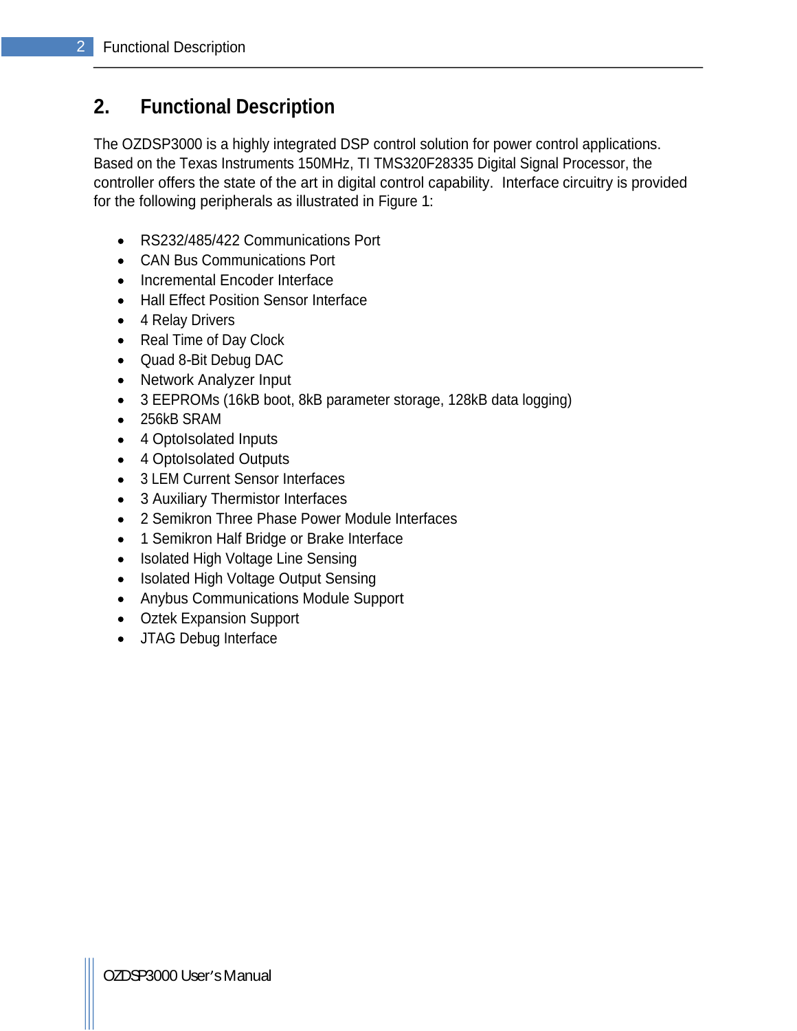# 2. Functional Description

The OZDSP3000 is a highly integrated DSP control solution for power control applications. Based on the Texas Instruments 150MHz, TI TMS320F28335 Digital Signal Processor, the controller offers the state of the art in digital control capability. Interface circuitry is provided for the following peripherals as illustrated in Figure 1:

- RS232/485/422 Communications Port
- CAN Bus Communications Port
- Incremental Encoder Interface
- Hall Effect Position Sensor Interface
- 4 Relay Drivers
- Real Time of Day Clock
- Quad 8-Bit Debug DAC
- Network Analyzer Input
- 3 EEPROMs (16kB boot, 8kB parameter storage, 128kB data logging)
- 256kB SRAM
- 4 OptoIsolated Inputs
- 4 OptoIsolated Outputs
- 3 LEM Current Sensor Interfaces
- 3 Auxiliary Thermistor Interfaces
- 2 Semikron Three Phase Power Module Interfaces
- 1 Semikron Half Bridge or Brake Interface
- Isolated High Voltage Line Sensing
- Isolated High Voltage Output Sensing
- Anybus Communications Module Support
- Oztek Expansion Support
- JTAG Debug Interface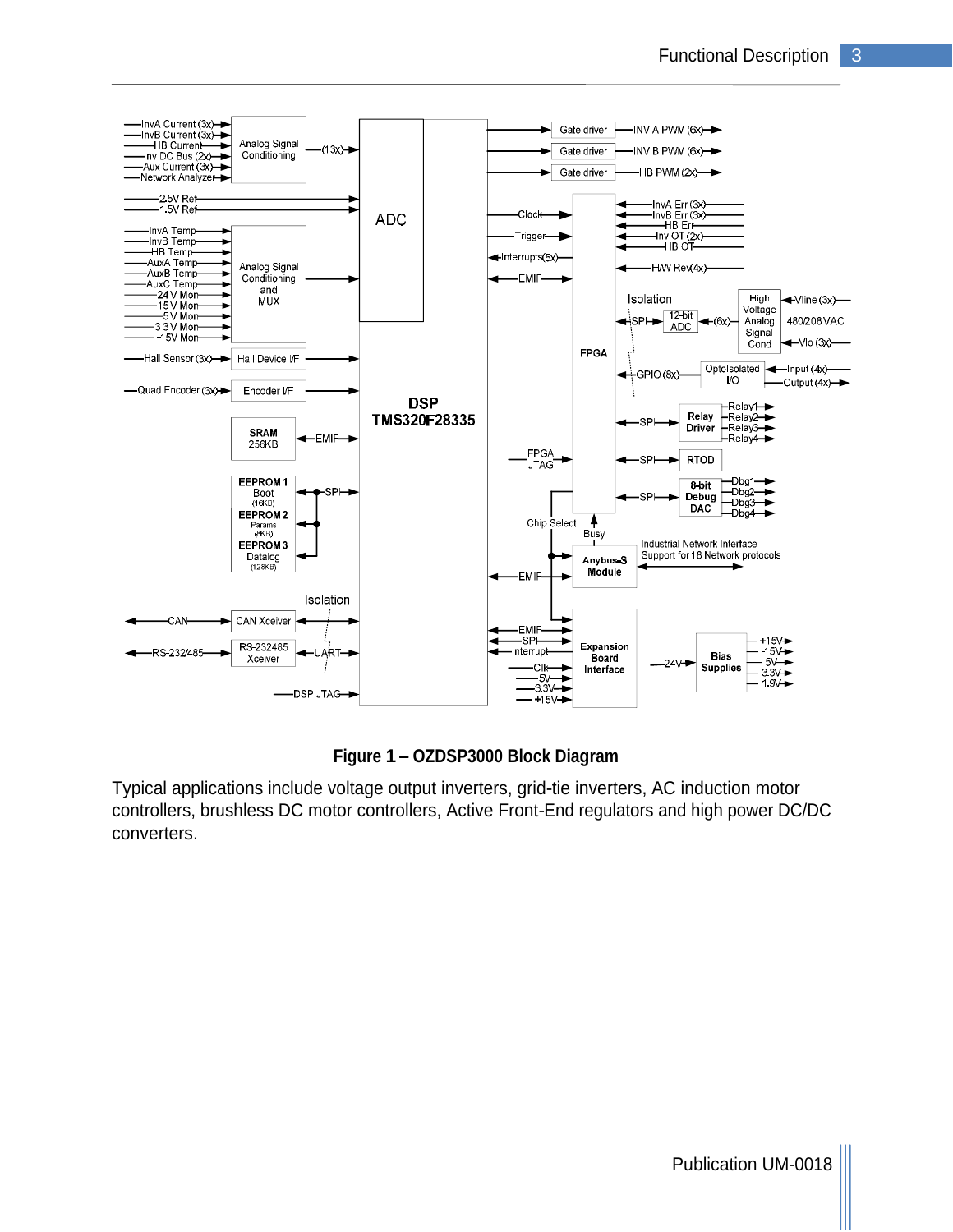**Figure 1 – OZDSP3000 Block Diagram**

Typical applications include voltage output inverters, grid-tie inverters, AC induction motor controllers, brushless DC motor controllers, Active Front-End regulators and high power DC/DC converters.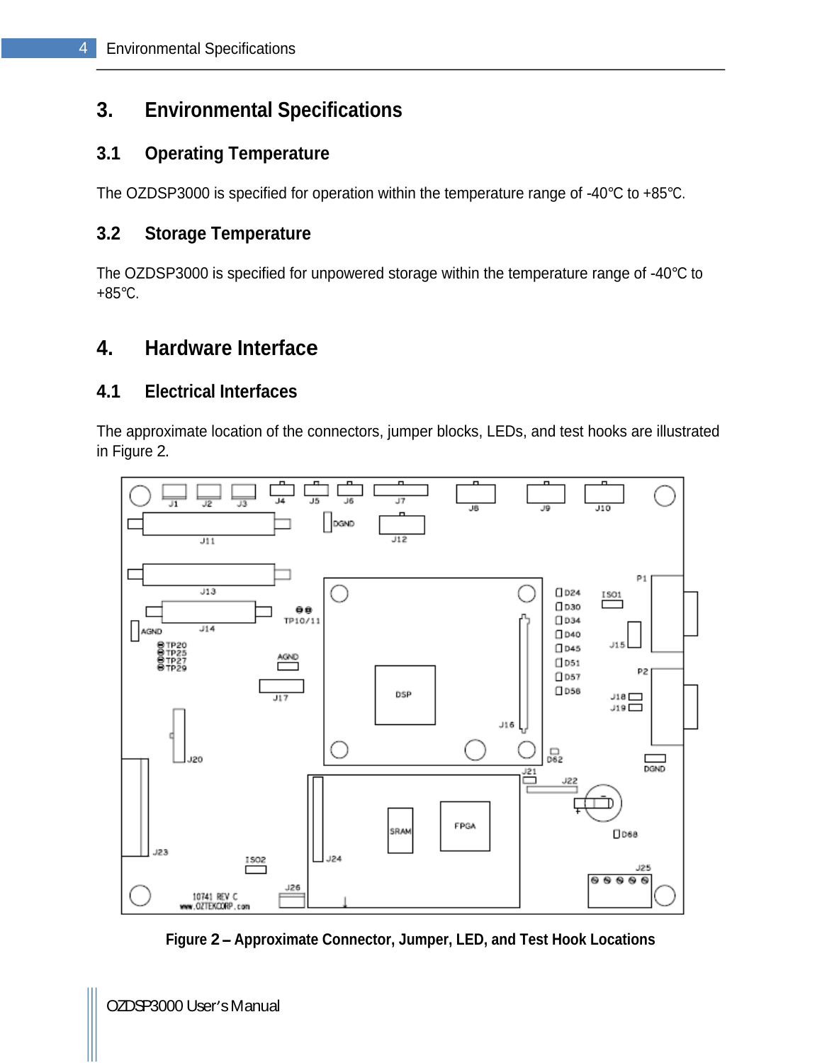# 3. Environmental Specifications

## 3.1 Operating Temperature

The OZDSP3000 is specified for operation within the temperature range of -40°C to +85°C.

## 3.2 Storage Temperature

The OZDSP3000 is specified for unpowered storage within the temperature range of -40°C to +85°C.

# 4. Hardware Interface

## 4.1 Electrical Interfaces

The approximate location of the connectors, jumper blocks, LEDs, and test hooks are illustrated in Figure 2.

**Figure 2 – Approximate Connector, Jumper, LED, and Test Hook Locations**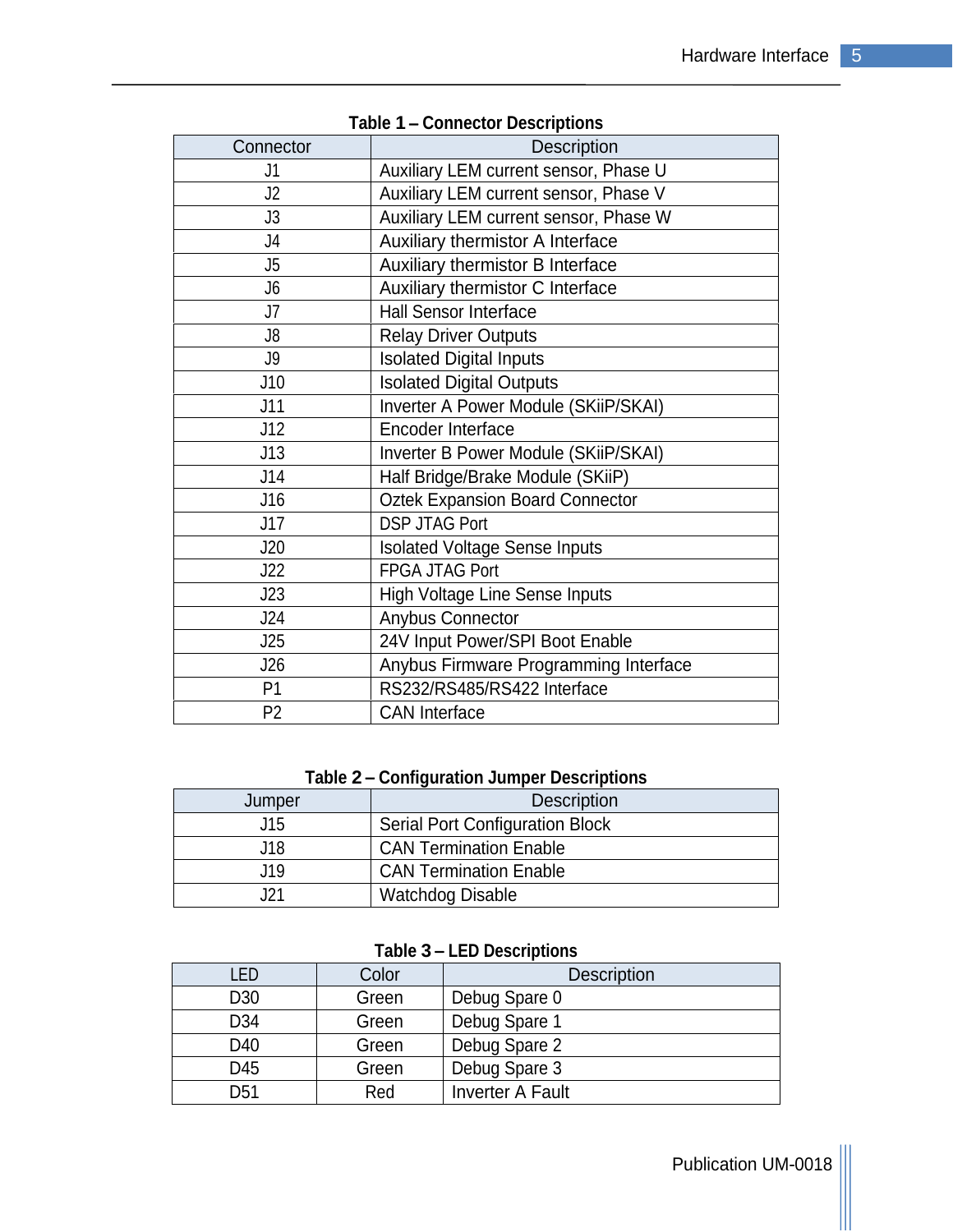**Table 1 – Connector Descriptions**

| Connector | Description |
|---|---|
| J1 | Auxiliary LEM current sensor, Phase U |
| J2 | Auxiliary LEM current sensor, Phase V |
| J3 | Auxiliary LEM current sensor, Phase W |
| J4 | Auxiliary thermistor A Interface |
| J5 | Auxiliary thermistor B Interface |
| J6 | Auxiliary thermistor C Interface |
| J7 | Hall Sensor Interface |
| J8 | Relay Driver Outputs |
| J9 | Isolated Digital Inputs |
| J10 | Isolated Digital Outputs |
| J11 | Inverter A Power Module (SKiiP/SKAI) |
| J12 | Encoder Interface |
| J13 | Inverter B Power Module (SKiiP/SKAI) |
| J14 | Half Bridge/Brake Module (SKiiP) |
| J16 | Oztek Expansion Board Connector |
| J17 | DSP JTAG Port |
| J20 | Isolated Voltage Sense Inputs |
| J22 | FPGA JTAG Port |
| J23 | High Voltage Line Sense Inputs |
| J24 | Anybus Connector |
| J25 | 24V Input Power/SPI Boot Enable |
| J26 | Anybus Firmware Programming Interface |
| P1 | RS232/RS485/RS422 Interface |
| P2 | CAN Interface |

**Table 2 – Configuration Jumper Descriptions**

| Jumper | Description |
|---|---|
| J15 | Serial Port Configuration Block |
| J18 | CAN Termination Enable |
| J19 | CAN Termination Enable |
| J21 | Watchdog Disable |

**Table 3 – LED Descriptions**

| LED | Color | Description |
|---|---|---|
| D30 | Green | Debug Spare 0 |
| D34 | Green | Debug Spare 1 |
| D40 | Green | Debug Spare 2 |
| D45 | Green | Debug Spare 3 |
| D51 | Red | Inverter A Fault |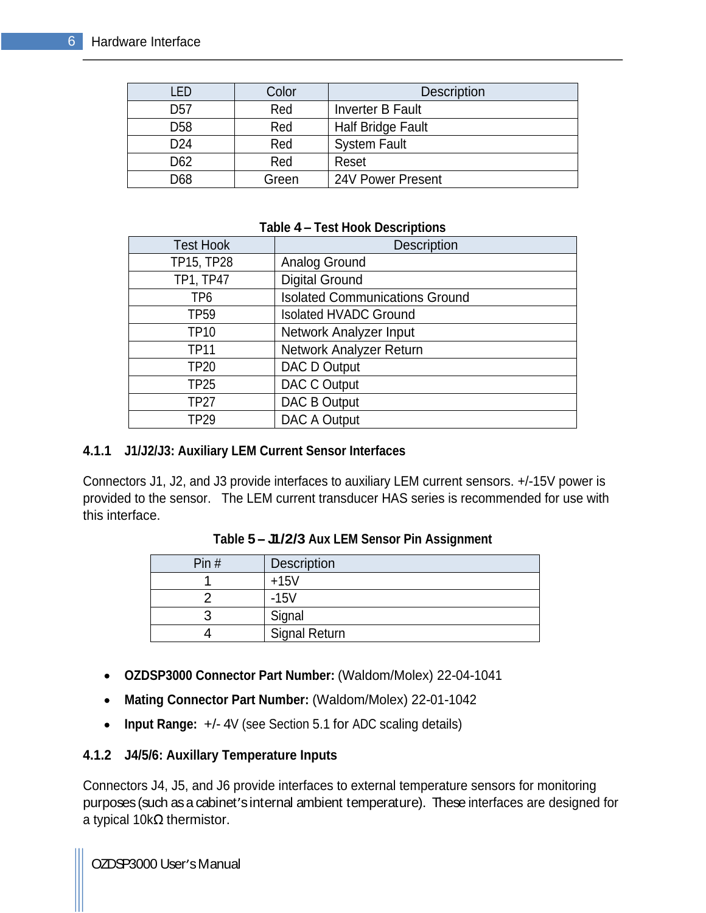| LED | Color | Description |
|---|---|---|
| D57 | Red | Inverter B Fault |
| D58 | Red | Half Bridge Fault |
| D24 | Red | System Fault |
| D62 | Red | Reset |
| D68 | Green | 24V Power Present |

**Table 4 – Test Hook Descriptions**

| Test Hook | Description |
|---|---|
| TP15, TP28 | Analog Ground |
| TP1, TP47 | Digital Ground |
| TP6 | Isolated Communications Ground |
| TP59 | Isolated HVADC Ground |
| TP10 | Network Analyzer Input |
| TP11 | Network Analyzer Return |
| TP20 | DAC D Output |
| TP25 | DAC C Output |
| TP27 | DAC B Output |
| TP29 | DAC A Output |

### 4.1.1 J1/J2/J3: Auxiliary LEM Current Sensor Interfaces

Connectors J1, J2, and J3 provide interfaces to auxiliary LEM current sensors. +/-15V power is provided to the sensor. The LEM current transducer HAS series is recommended for use with this interface.

**Table 5 – J1/2/3 Aux LEM Sensor Pin Assignment**

| Pin # | Description |
|---|---|
| 1 | +15V |
| 2 | -15V |
| 3 | Signal |
| 4 | Signal Return |

- **OZDSP3000 Connector Part Number:** (Waldom/Molex) 22-04-1041
- **Mating Connector Part Number:** (Waldom/Molex) 22-01-1042
- **Input Range:** +/- 4V (see Section 5.1 for ADC scaling details)

### 4.1.2 J4/5/6: Auxillary Temperature Inputs

Connectors J4, J5, and J6 provide interfaces to external temperature sensors for monitoring purposes (such as a cabinet's internal ambient temperature). These interfaces are designed for a typical 10kΩ thermistor.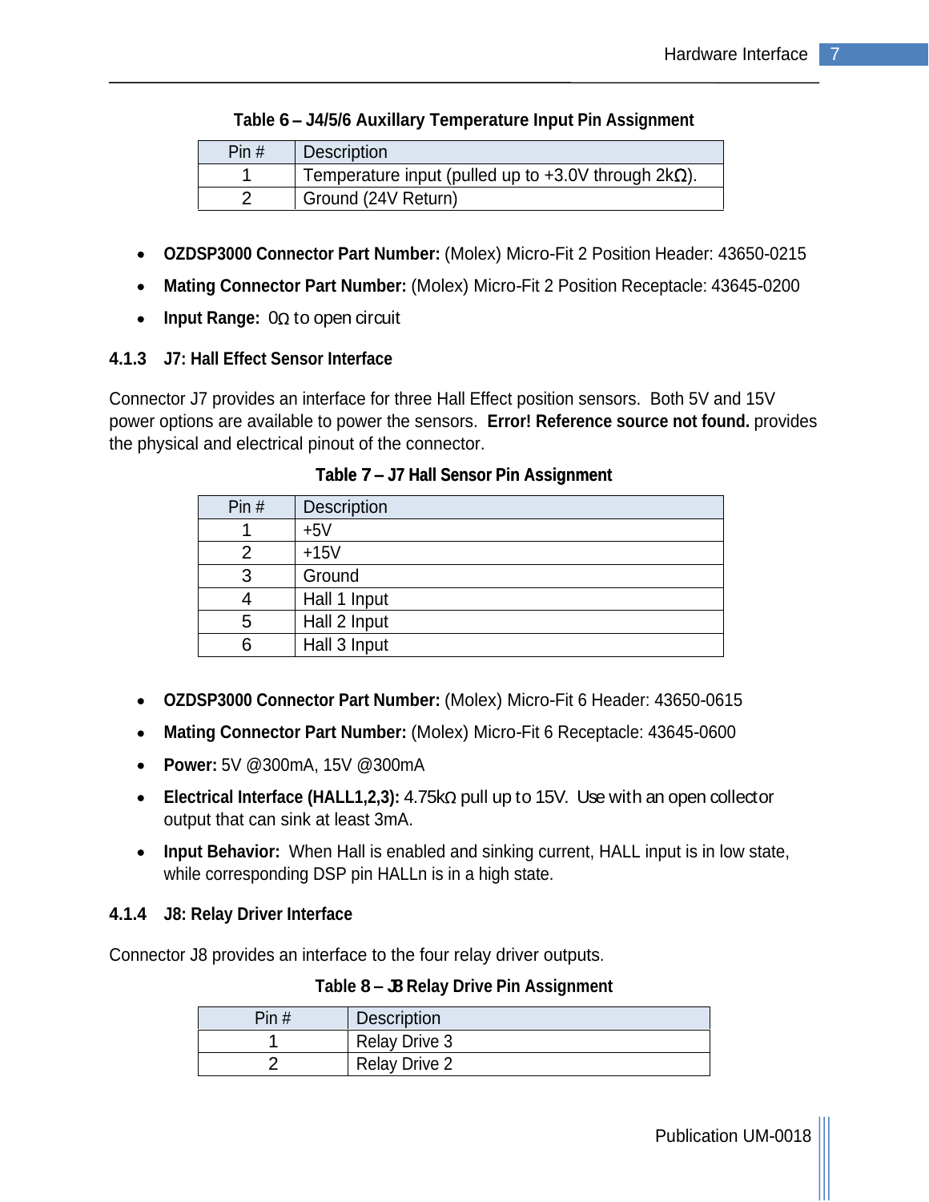**Table 6 – J4/5/6 Auxillary Temperature Input Pin Assignment**

| Pin # | Description |
|---|---|
| 1 | Temperature input (pulled up to +3.0V through 2kΩ). |
| 2 | Ground (24V Return) |

- **OZDSP3000 Connector Part Number:** (Molex) Micro-Fit 2 Position Header: 43650-0215
- **Mating Connector Part Number:** (Molex) Micro-Fit 2 Position Receptacle: 43645-0200
- **Input Range:** 0Ω to open circuit

### 4.1.3 J7: Hall Effect Sensor Interface

Connector J7 provides an interface for three Hall Effect position sensors. Both 5V and 15V power options are available to power the sensors. **Error! Reference source not found.** provides the physical and electrical pinout of the connector.

**Table 7 – J7 Hall Sensor Pin Assignment**

| Pin # | Description |
|---|---|
| 1 | +5V |
| 2 | +15V |
| 3 | Ground |
| 4 | Hall 1 Input |
| 5 | Hall 2 Input |
| 6 | Hall 3 Input |

- **OZDSP3000 Connector Part Number:** (Molex) Micro-Fit 6 Header: 43650-0615
- **Mating Connector Part Number:** (Molex) Micro-Fit 6 Receptacle: 43645-0600
- **Power:** 5V @300mA, 15V @300mA
- **Electrical Interface (HALL1,2,3):** 4.75kΩ pull up to 15V. Use with an open collector output that can sink at least 3mA.
- **Input Behavior:** When Hall is enabled and sinking current, HALL input is in low state, while corresponding DSP pin HALLn is in a high state.

### 4.1.4 J8: Relay Driver Interface

Connector J8 provides an interface to the four relay driver outputs.

**Table 8 – J8 Relay Drive Pin Assignment**

| Pin # | Description |
|---|---|
| 1 | Relay Drive 3 |
| 2 | Relay Drive 2 |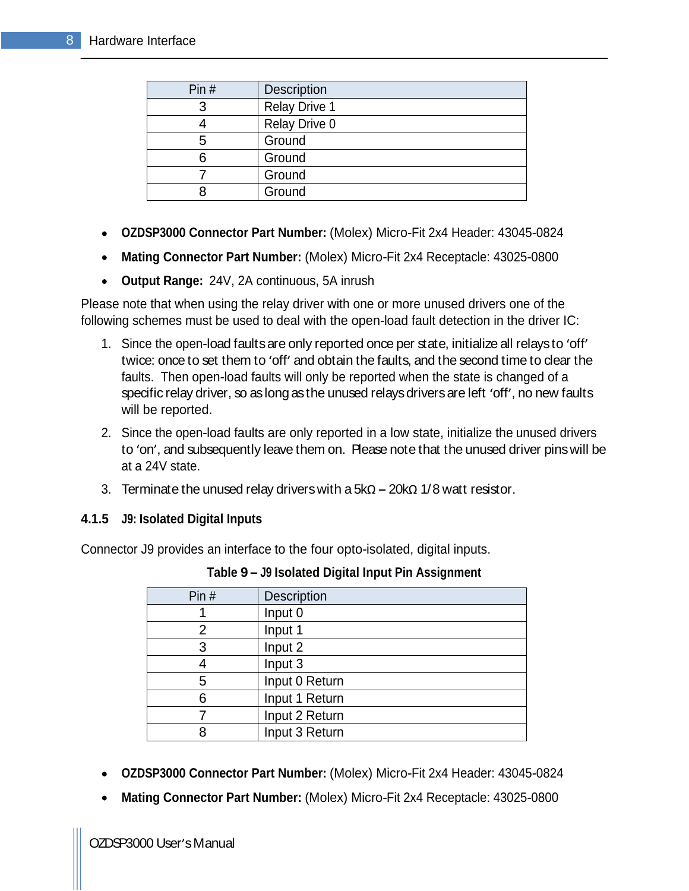| Pin # | Description |
| --- | --- |
| 3 | Relay Drive 1 |
| 4 | Relay Drive 0 |
| 5 | Ground |
| 6 | Ground |
| 7 | Ground |
| 8 | Ground |

- **OZDSP3000 Connector Part Number:** (Molex) Micro-Fit 2x4 Header: 43045-0824
- **Mating Connector Part Number:** (Molex) Micro-Fit 2x4 Receptacle: 43025-0800
- **Output Range:** 24V, 2A continuous, 5A inrush

Please note that when using the relay driver with one or more unused drivers one of the following schemes must be used to deal with the open-load fault detection in the driver IC:

1. Since the open-load faults are only reported once per state, initialize all relays to 'off' twice: once to set them to 'off' and obtain the faults, and the second time to clear the faults. Then open-load faults will only be reported when the state is changed of a specific relay driver, so as long as the unused relays drivers are left 'off', no new faults will be reported.
2. Since the open-load faults are only reported in a low state, initialize the unused drivers to 'on', and subsequently leave them on. Please note that the unused driver pins will be at a 24V state.
3. Terminate the unused relay drivers with a 5kΩ – 20kΩ 1/8 watt resistor.

### 4.1.5 J9: Isolated Digital Inputs

Connector J9 provides an interface to the four opto-isolated, digital inputs.

**Table 9 – J9 Isolated Digital Input Pin Assignment**

| Pin # | Description |
| --- | --- |
| 1 | Input 0 |
| 2 | Input 1 |
| 3 | Input 2 |
| 4 | Input 3 |
| 5 | Input 0 Return |
| 6 | Input 1 Return |
| 7 | Input 2 Return |
| 8 | Input 3 Return |

- **OZDSP3000 Connector Part Number:** (Molex) Micro-Fit 2x4 Header: 43045-0824
- **Mating Connector Part Number:** (Molex) Micro-Fit 2x4 Receptacle: 43025-0800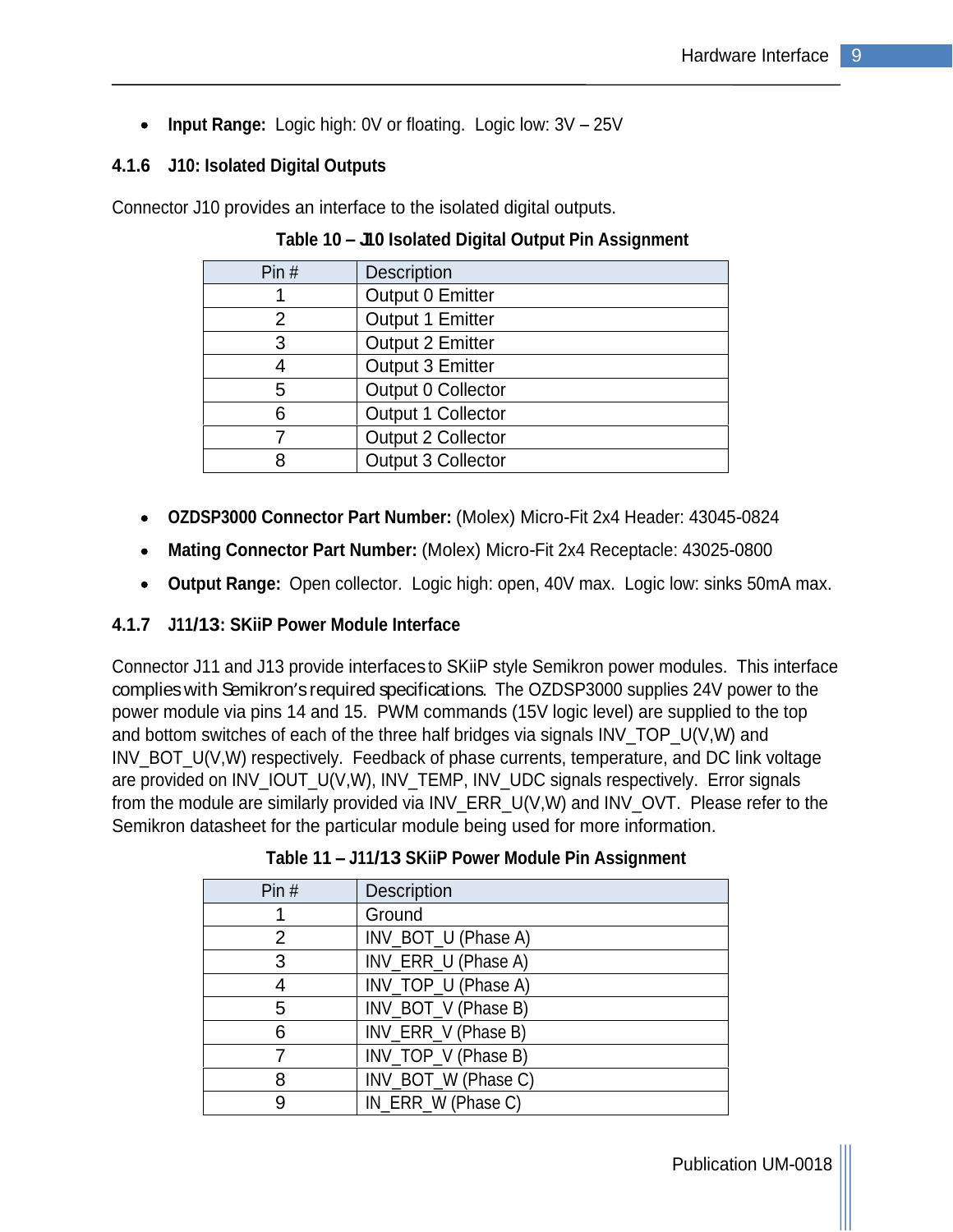- **Input Range:** Logic high: 0V or floating. Logic low: 3V – 25V

### 4.1.6 J10: Isolated Digital Outputs

Connector J10 provides an interface to the isolated digital outputs.

**Table 10 – J10 Isolated Digital Output Pin Assignment**

| Pin # | Description |
|---|---|
| 1 | Output 0 Emitter |
| 2 | Output 1 Emitter |
| 3 | Output 2 Emitter |
| 4 | Output 3 Emitter |
| 5 | Output 0 Collector |
| 6 | Output 1 Collector |
| 7 | Output 2 Collector |
| 8 | Output 3 Collector |

- **OZDSP3000 Connector Part Number:** (Molex) Micro-Fit 2x4 Header: 43045-0824
- **Mating Connector Part Number:** (Molex) Micro-Fit 2x4 Receptacle: 43025-0800
- **Output Range:** Open collector. Logic high: open, 40V max. Logic low: sinks 50mA max.

### 4.1.7 J11/13: SKiiP Power Module Interface

Connector J11 and J13 provide interfaces to SKiiP style Semikron power modules. This interface complies with Semikron's required specifications. The OZDSP3000 supplies 24V power to the power module via pins 14 and 15. PWM commands (15V logic level) are supplied to the top and bottom switches of each of the three half bridges via signals INV_TOP_U(V,W) and INV_BOT_U(V,W) respectively. Feedback of phase currents, temperature, and DC link voltage are provided on INV_IOUT_U(V,W), INV_TEMP, INV_UDC signals respectively. Error signals from the module are similarly provided via INV_ERR_U(V,W) and INV_OVT. Please refer to the Semikron datasheet for the particular module being used for more information.

**Table 11 – J11/13 SKiiP Power Module Pin Assignment**

| Pin # | Description |
|---|---|
| 1 | Ground |
| 2 | INV_BOT_U (Phase A) |
| 3 | INV_ERR_U (Phase A) |
| 4 | INV_TOP_U (Phase A) |
| 5 | INV_BOT_V (Phase B) |
| 6 | INV_ERR_V (Phase B) |
| 7 | INV_TOP_V (Phase B) |
| 8 | INV_BOT_W (Phase C) |
| 9 | IN_ERR_W (Phase C) |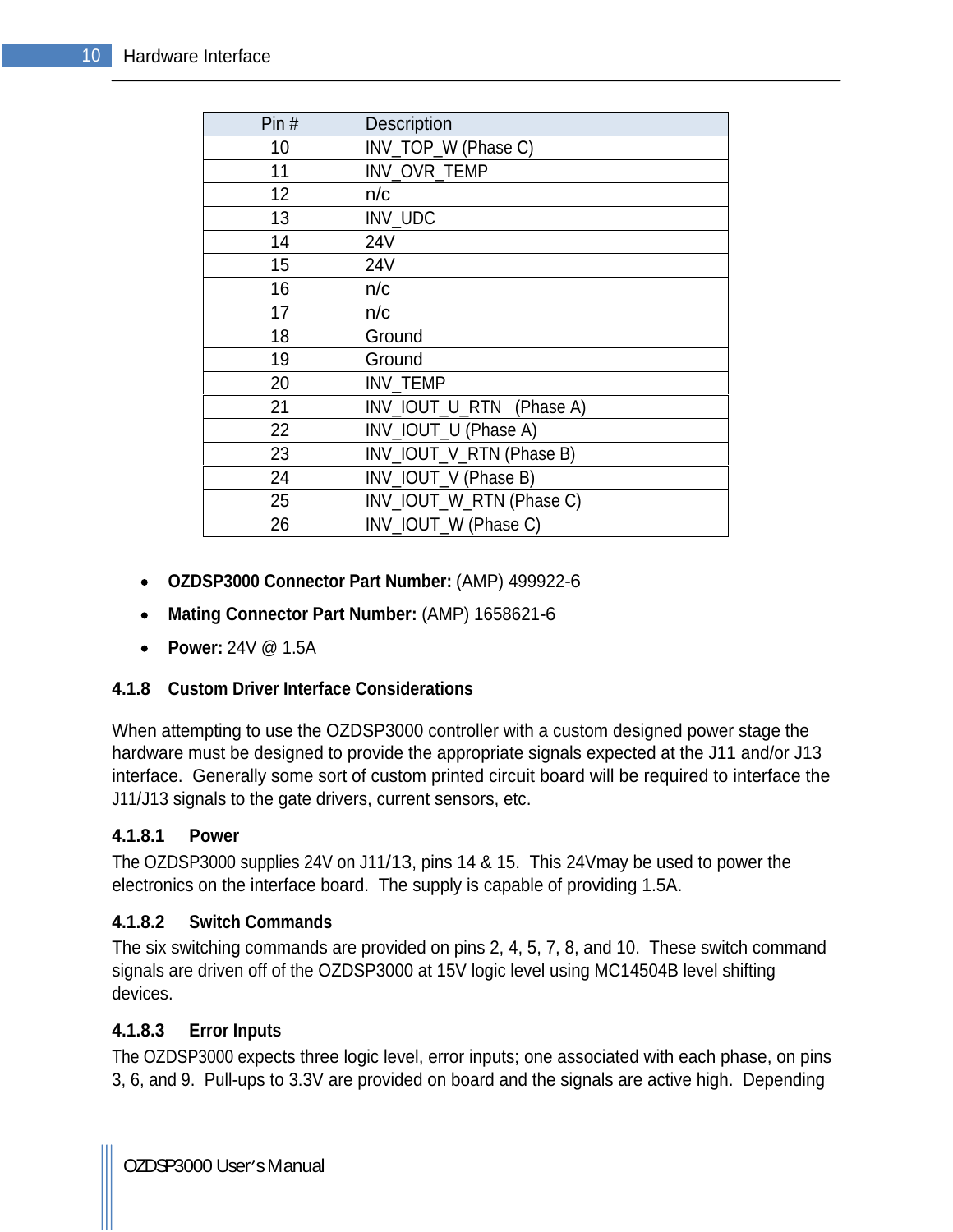| Pin # | Description |
|---|---|
| 10 | INV_TOP_W (Phase C) |
| 11 | INV_OVR_TEMP |
| 12 | n/c |
| 13 | INV_UDC |
| 14 | 24V |
| 15 | 24V |
| 16 | n/c |
| 17 | n/c |
| 18 | Ground |
| 19 | Ground |
| 20 | INV_TEMP |
| 21 | INV_IOUT_U_RTN (Phase A) |
| 22 | INV_IOUT_U (Phase A) |
| 23 | INV_IOUT_V_RTN (Phase B) |
| 24 | INV_IOUT_V (Phase B) |
| 25 | INV_IOUT_W_RTN (Phase C) |
| 26 | INV_IOUT_W (Phase C) |

- **OZDSP3000 Connector Part Number:** (AMP) 499922-6
- **Mating Connector Part Number:** (AMP) 1658621-6
- **Power:** 24V @ 1.5A

### 4.1.8 Custom Driver Interface Considerations

When attempting to use the OZDSP3000 controller with a custom designed power stage the hardware must be designed to provide the appropriate signals expected at the J11 and/or J13 interface. Generally some sort of custom printed circuit board will be required to interface the J11/J13 signals to the gate drivers, current sensors, etc.

#### 4.1.8.1 Power

The OZDSP3000 supplies 24V on J11/13, pins 14 & 15. This 24Vmay be used to power the electronics on the interface board. The supply is capable of providing 1.5A.

#### 4.1.8.2 Switch Commands

The six switching commands are provided on pins 2, 4, 5, 7, 8, and 10. These switch command signals are driven off of the OZDSP3000 at 15V logic level using MC14504B level shifting devices.

#### 4.1.8.3 Error Inputs

The OZDSP3000 expects three logic level, error inputs; one associated with each phase, on pins 3, 6, and 9. Pull-ups to 3.3V are provided on board and the signals are active high. Depending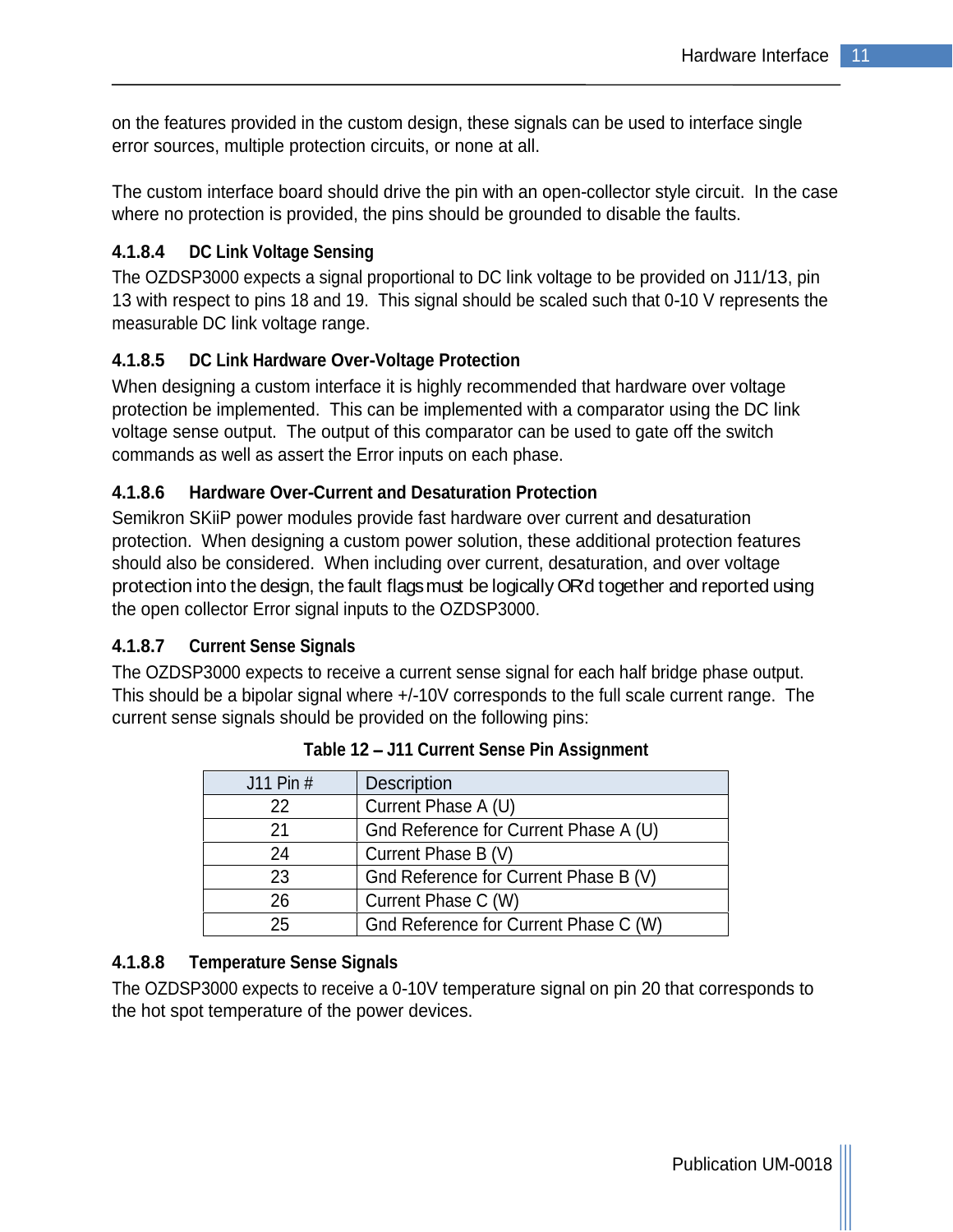on the features provided in the custom design, these signals can be used to interface single error sources, multiple protection circuits, or none at all.

The custom interface board should drive the pin with an open-collector style circuit. In the case where no protection is provided, the pins should be grounded to disable the faults.

#### 4.1.8.4 DC Link Voltage Sensing

The OZDSP3000 expects a signal proportional to DC link voltage to be provided on J11/13, pin 13 with respect to pins 18 and 19. This signal should be scaled such that 0-10 V represents the measurable DC link voltage range.

#### 4.1.8.5 DC Link Hardware Over-Voltage Protection

When designing a custom interface it is highly recommended that hardware over voltage protection be implemented. This can be implemented with a comparator using the DC link voltage sense output. The output of this comparator can be used to gate off the switch commands as well as assert the Error inputs on each phase.

#### 4.1.8.6 Hardware Over-Current and Desaturation Protection

Semikron SKiiP power modules provide fast hardware over current and desaturation protection. When designing a custom power solution, these additional protection features should also be considered. When including over current, desaturation, and over voltage protection into the design, the fault flags must be logically OR'd together and reported using the open collector Error signal inputs to the OZDSP3000.

#### 4.1.8.7 Current Sense Signals

The OZDSP3000 expects to receive a current sense signal for each half bridge phase output. This should be a bipolar signal where +/-10V corresponds to the full scale current range. The current sense signals should be provided on the following pins:

**Table 12 – J11 Current Sense Pin Assignment**

| J11 Pin # | Description |
| --- | --- |
| 22 | Current Phase A (U) |
| 21 | Gnd Reference for Current Phase A (U) |
| 24 | Current Phase B (V) |
| 23 | Gnd Reference for Current Phase B (V) |
| 26 | Current Phase C (W) |
| 25 | Gnd Reference for Current Phase C (W) |

#### 4.1.8.8 Temperature Sense Signals

The OZDSP3000 expects to receive a 0-10V temperature signal on pin 20 that corresponds to the hot spot temperature of the power devices.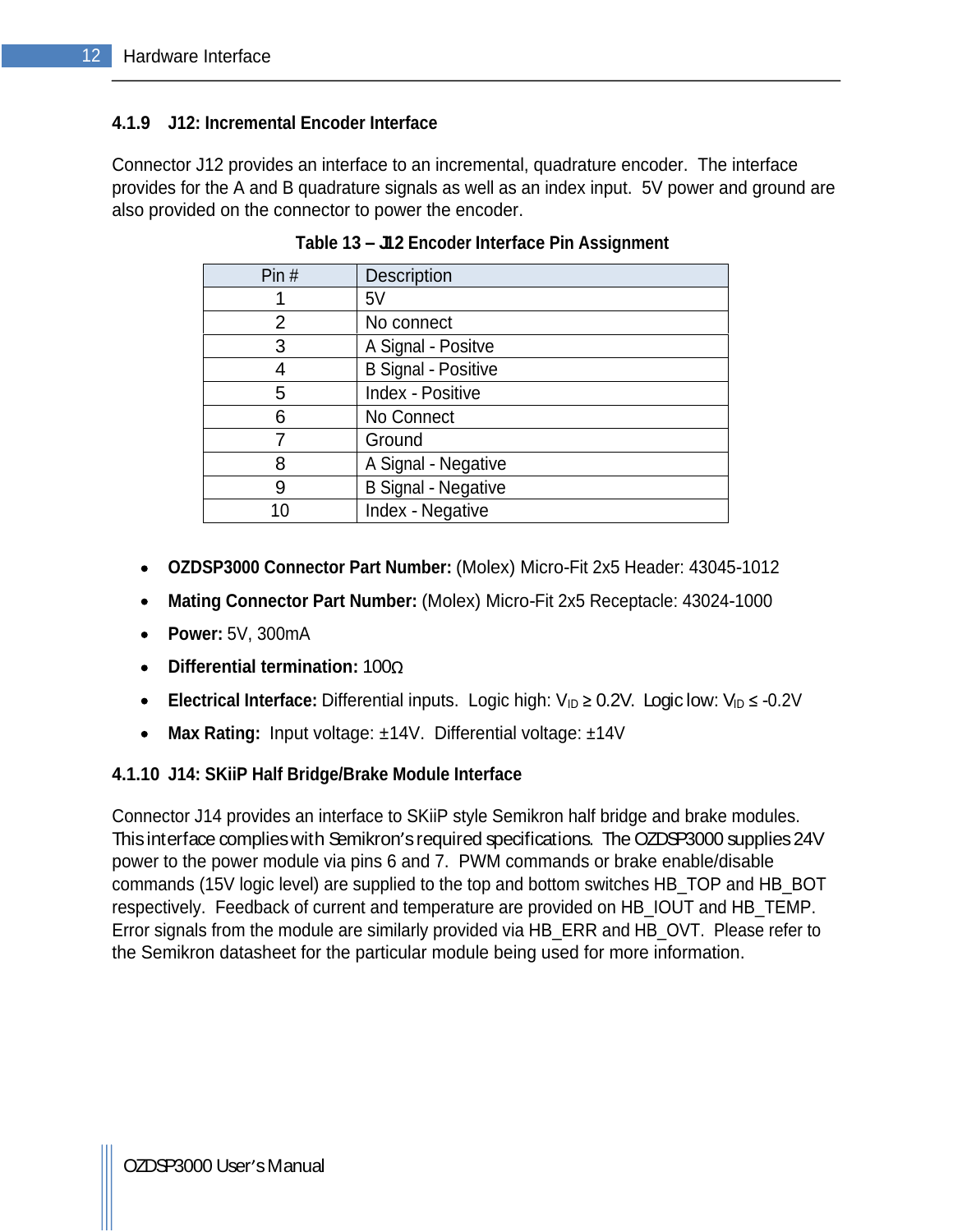### 4.1.9 J12: Incremental Encoder Interface

Connector J12 provides an interface to an incremental, quadrature encoder. The interface provides for the A and B quadrature signals as well as an index input. 5V power and ground are also provided on the connector to power the encoder.

**Table 13 – J12 Encoder Interface Pin Assignment**

| Pin # | Description |
|---|---|
| 1 | 5V |
| 2 | No connect |
| 3 | A Signal - Positve |
| 4 | B Signal - Positive |
| 5 | Index - Positive |
| 6 | No Connect |
| 7 | Ground |
| 8 | A Signal - Negative |
| 9 | B Signal - Negative |
| 10 | Index - Negative |

- **OZDSP3000 Connector Part Number:** (Molex) Micro-Fit 2x5 Header: 43045-1012
- **Mating Connector Part Number:** (Molex) Micro-Fit 2x5 Receptacle: 43024-1000
- **Power:** 5V, 300mA
- **Differential termination:** 100Ω
- **Electrical Interface:** Differential inputs. Logic high: $V_{ID} \geq 0.2V$. Logic low: $V_{ID} \leq -0.2V$
- **Max Rating:** Input voltage: ±14V. Differential voltage: ±14V

### 4.1.10 J14: SKiiP Half Bridge/Brake Module Interface

Connector J14 provides an interface to SKiiP style Semikron half bridge and brake modules. This interface complies with Semikron's required specifications. The OZDSP3000 supplies 24V power to the power module via pins 6 and 7. PWM commands or brake enable/disable commands (15V logic level) are supplied to the top and bottom switches HB_TOP and HB_BOT respectively. Feedback of current and temperature are provided on HB_IOUT and HB_TEMP. Error signals from the module are similarly provided via HB_ERR and HB_OVT. Please refer to the Semikron datasheet for the particular module being used for more information.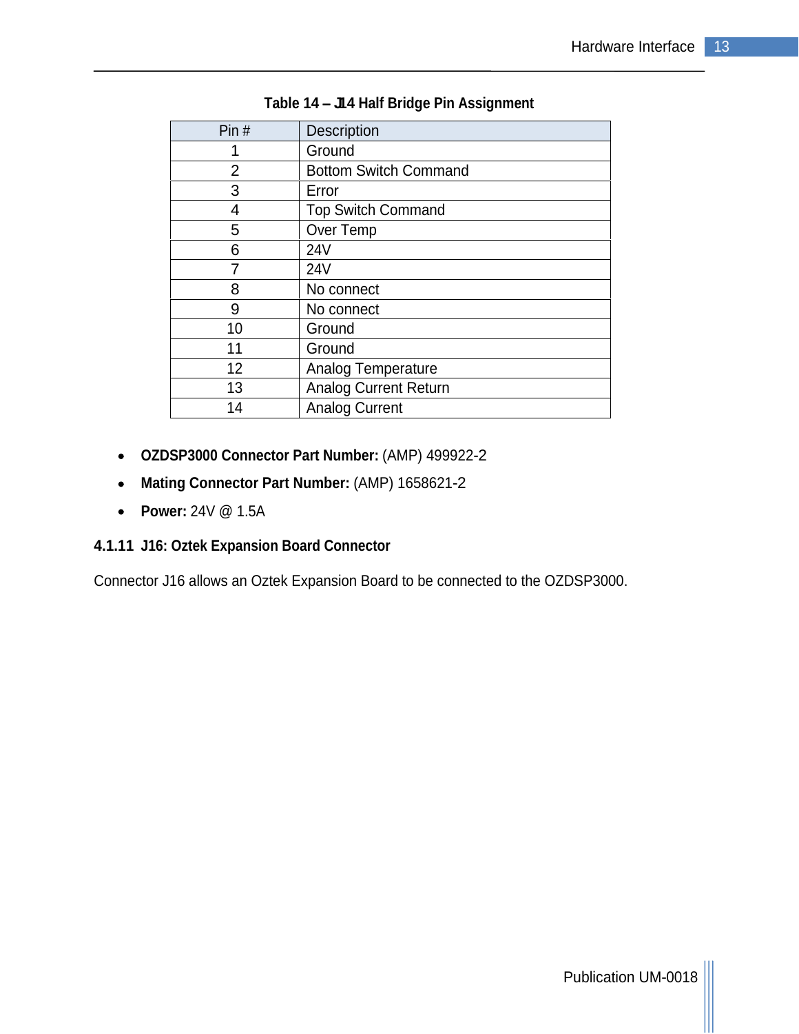**Table 14 – J14 Half Bridge Pin Assignment**

| Pin # | Description |
|---|---|
| 1 | Ground |
| 2 | Bottom Switch Command |
| 3 | Error |
| 4 | Top Switch Command |
| 5 | Over Temp |
| 6 | 24V |
| 7 | 24V |
| 8 | No connect |
| 9 | No connect |
| 10 | Ground |
| 11 | Ground |
| 12 | Analog Temperature |
| 13 | Analog Current Return |
| 14 | Analog Current |

- **OZDSP3000 Connector Part Number:** (AMP) 499922-2
- **Mating Connector Part Number:** (AMP) 1658621-2
- **Power:** 24V @ 1.5A

#### 4.1.11 J16: Oztek Expansion Board Connector

Connector J16 allows an Oztek Expansion Board to be connected to the OZDSP3000.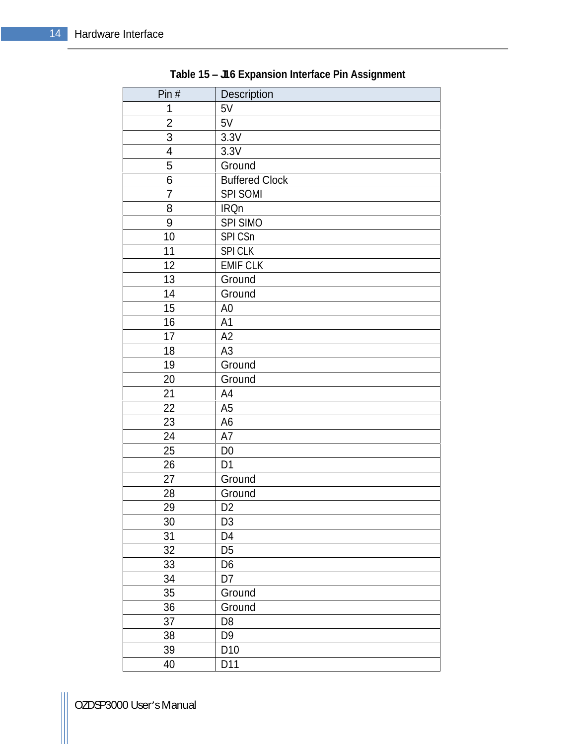**Table 15 – J16 Expansion Interface Pin Assignment**

| Pin # | Description |
|---|---|
| 1 | 5V |
| 2 | 5V |
| 3 | 3.3V |
| 4 | 3.3V |
| 5 | Ground |
| 6 | Buffered Clock |
| 7 | SPI SOMI |
| 8 | IRQn |
| 9 | SPI SIMO |
| 10 | SPI CSn |
| 11 | SPI CLK |
| 12 | EMIF CLK |
| 13 | Ground |
| 14 | Ground |
| 15 | A0 |
| 16 | A1 |
| 17 | A2 |
| 18 | A3 |
| 19 | Ground |
| 20 | Ground |
| 21 | A4 |
| 22 | A5 |
| 23 | A6 |
| 24 | A7 |
| 25 | D0 |
| 26 | D1 |
| 27 | Ground |
| 28 | Ground |
| 29 | D2 |
| 30 | D3 |
| 31 | D4 |
| 32 | D5 |
| 33 | D6 |
| 34 | D7 |
| 35 | Ground |
| 36 | Ground |
| 37 | D8 |
| 38 | D9 |
| 39 | D10 |
| 40 | D11 |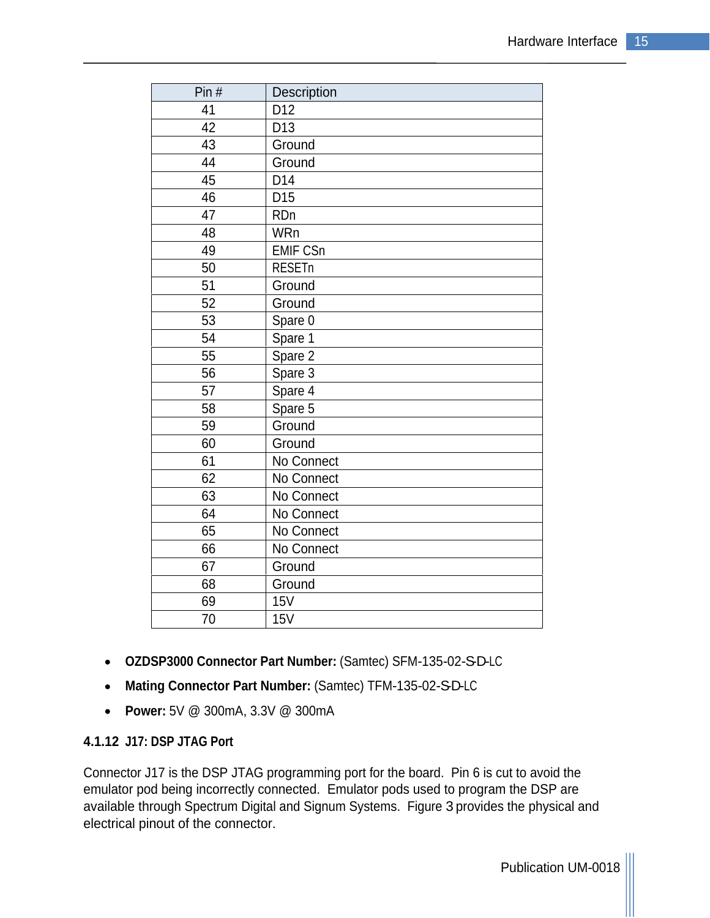| Pin # | Description |
|---|---|
| 41 | D12 |
| 42 | D13 |
| 43 | Ground |
| 44 | Ground |
| 45 | D14 |
| 46 | D15 |
| 47 | RDn |
| 48 | WRn |
| 49 | EMIF CSn |
| 50 | RESETn |
| 51 | Ground |
| 52 | Ground |
| 53 | Spare 0 |
| 54 | Spare 1 |
| 55 | Spare 2 |
| 56 | Spare 3 |
| 57 | Spare 4 |
| 58 | Spare 5 |
| 59 | Ground |
| 60 | Ground |
| 61 | No Connect |
| 62 | No Connect |
| 63 | No Connect |
| 64 | No Connect |
| 65 | No Connect |
| 66 | No Connect |
| 67 | Ground |
| 68 | Ground |
| 69 | 15V |
| 70 | 15V |

- **OZDSP3000 Connector Part Number:** (Samtec) SFM-135-02-S-D-LC
- **Mating Connector Part Number:** (Samtec) TFM-135-02-S-D-LC
- **Power:** 5V @ 300mA, 3.3V @ 300mA

#### 4.1.12 J17: DSP JTAG Port

Connector J17 is the DSP JTAG programming port for the board. Pin 6 is cut to avoid the emulator pod being incorrectly connected. Emulator pods used to program the DSP are available through Spectrum Digital and Signum Systems. Figure 3 provides the physical and electrical pinout of the connector.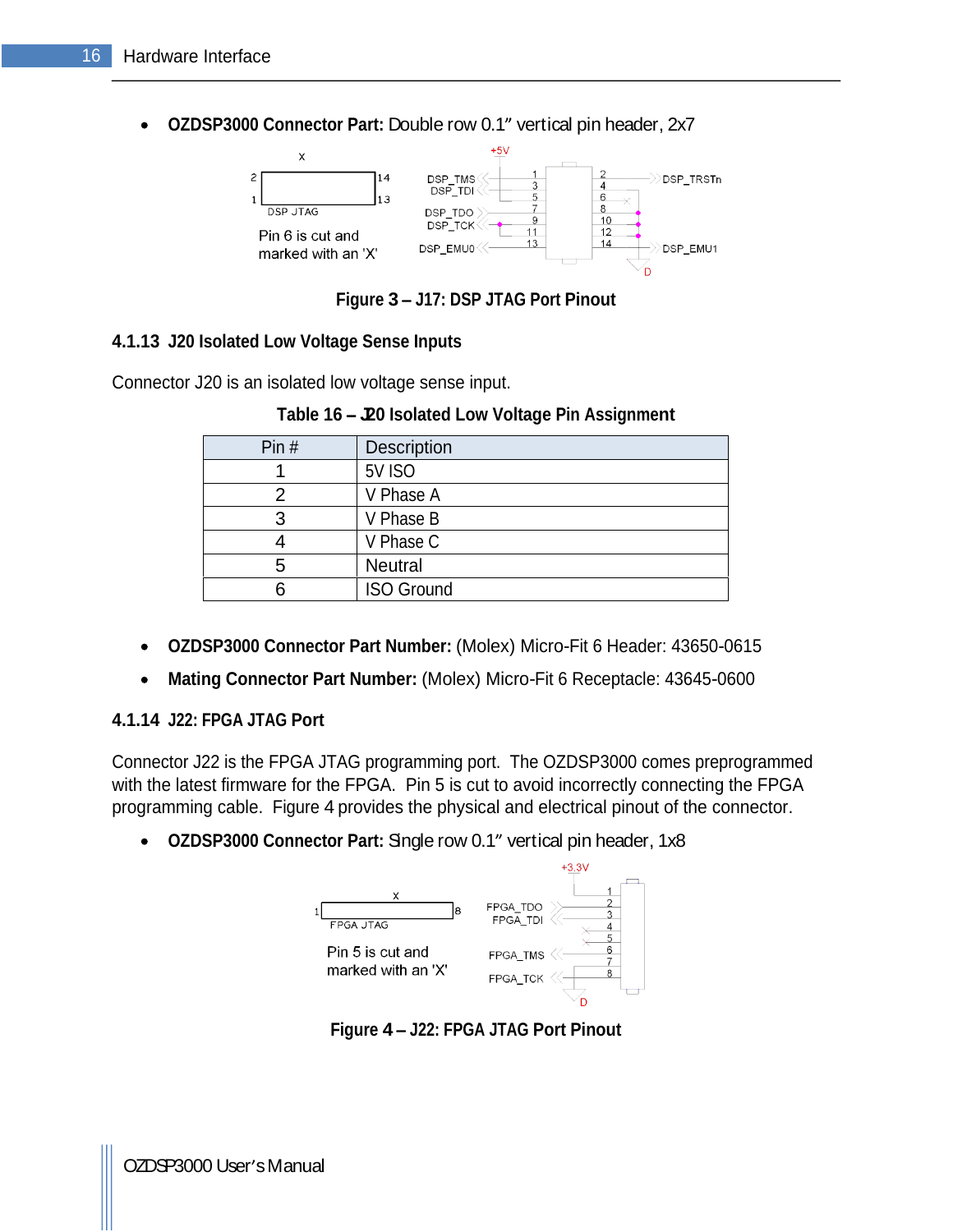- **OZDSP3000 Connector Part:** Double row 0.1" vertical pin header, 2x7

Figure 3 – J17: DSP JTAG Port Pinout

### 4.1.13 J20 Isolated Low Voltage Sense Inputs

Connector J20 is an isolated low voltage sense input.

Table 16 – J20 Isolated Low Voltage Pin Assignment

| Pin # | Description |
|---|---|
| 1 | 5V ISO |
| 2 | V Phase A |
| 3 | V Phase B |
| 4 | V Phase C |
| 5 | Neutral |
| 6 | ISO Ground |

- **OZDSP3000 Connector Part Number:** (Molex) Micro-Fit 6 Header: 43650-0615
- **Mating Connector Part Number:** (Molex) Micro-Fit 6 Receptacle: 43645-0600

### 4.1.14 J22: FPGA JTAG Port

Connector J22 is the FPGA JTAG programming port. The OZDSP3000 comes preprogrammed with the latest firmware for the FPGA. Pin 5 is cut to avoid incorrectly connecting the FPGA programming cable. Figure 4 provides the physical and electrical pinout of the connector.

- **OZDSP3000 Connector Part:** Single row 0.1" vertical pin header, 1x8

Figure 4 – J22: FPGA JTAG Port Pinout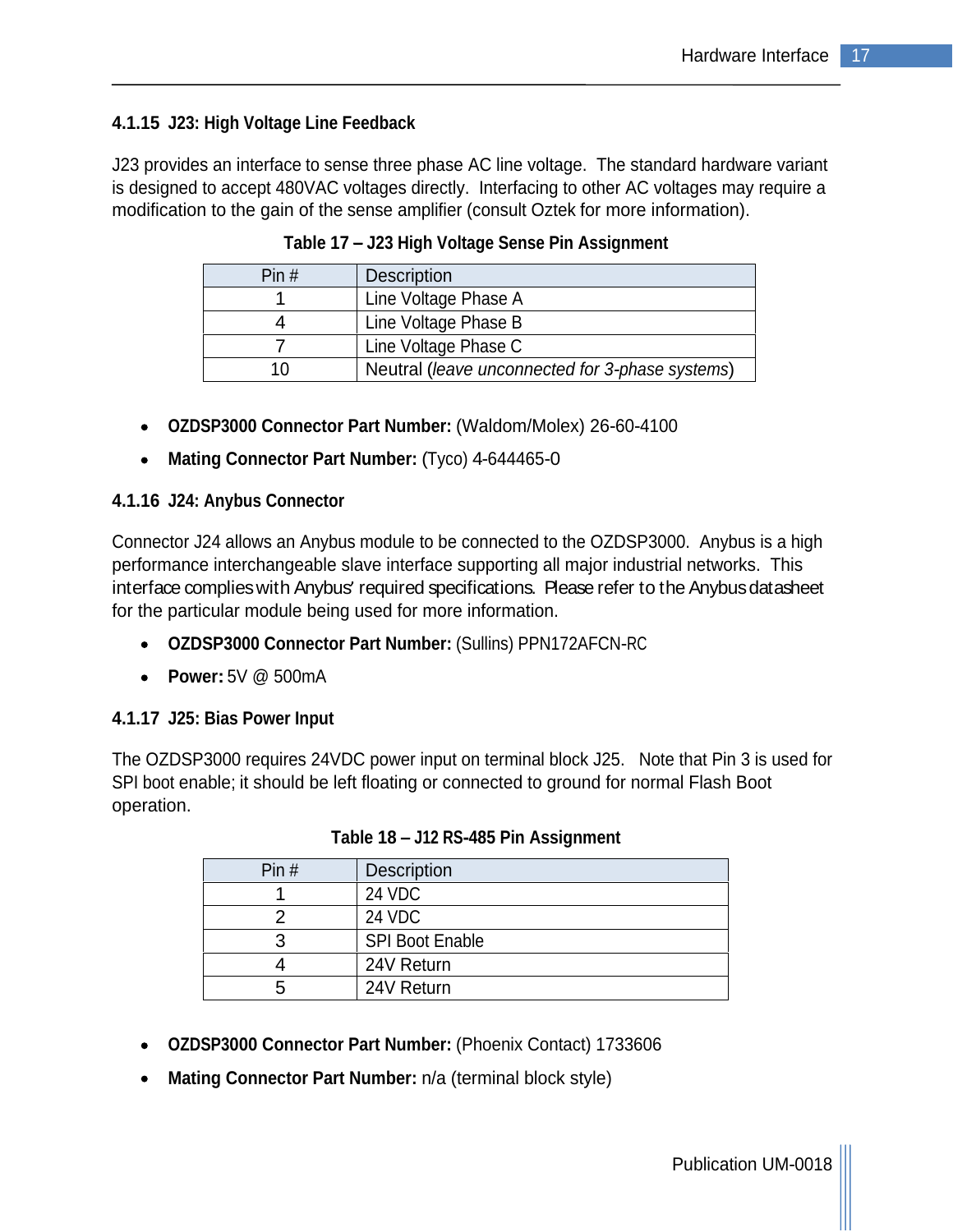#### 4.1.15 J23: High Voltage Line Feedback

J23 provides an interface to sense three phase AC line voltage. The standard hardware variant is designed to accept 480VAC voltages directly. Interfacing to other AC voltages may require a modification to the gain of the sense amplifier (consult Oztek for more information).

**Table 17 – J23 High Voltage Sense Pin Assignment**

| Pin # | Description |
|---|---|
| 1 | Line Voltage Phase A |
| 4 | Line Voltage Phase B |
| 7 | Line Voltage Phase C |
| 10 | Neutral (*leave unconnected for 3-phase systems*) |

- **OZDSP3000 Connector Part Number:** (Waldom/Molex) 26-60-4100
- **Mating Connector Part Number:** (Tyco) 4-644465-0

#### 4.1.16 J24: Anybus Connector

Connector J24 allows an Anybus module to be connected to the OZDSP3000. Anybus is a high performance interchangeable slave interface supporting all major industrial networks. This interface complies with Anybus' required specifications. Please refer to the Anybus datasheet for the particular module being used for more information.

- **OZDSP3000 Connector Part Number:** (Sullins) PPN172AFCN-RC
- **Power:** 5V @ 500mA

#### 4.1.17 J25: Bias Power Input

The OZDSP3000 requires 24VDC power input on terminal block J25. Note that Pin 3 is used for SPI boot enable; it should be left floating or connected to ground for normal Flash Boot operation.

**Table 18 – J12 RS-485 Pin Assignment**

| Pin # | Description |
|---|---|
| 1 | 24 VDC |
| 2 | 24 VDC |
| 3 | SPI Boot Enable |
| 4 | 24V Return |
| 5 | 24V Return |

- **OZDSP3000 Connector Part Number:** (Phoenix Contact) 1733606
- **Mating Connector Part Number:** n/a (terminal block style)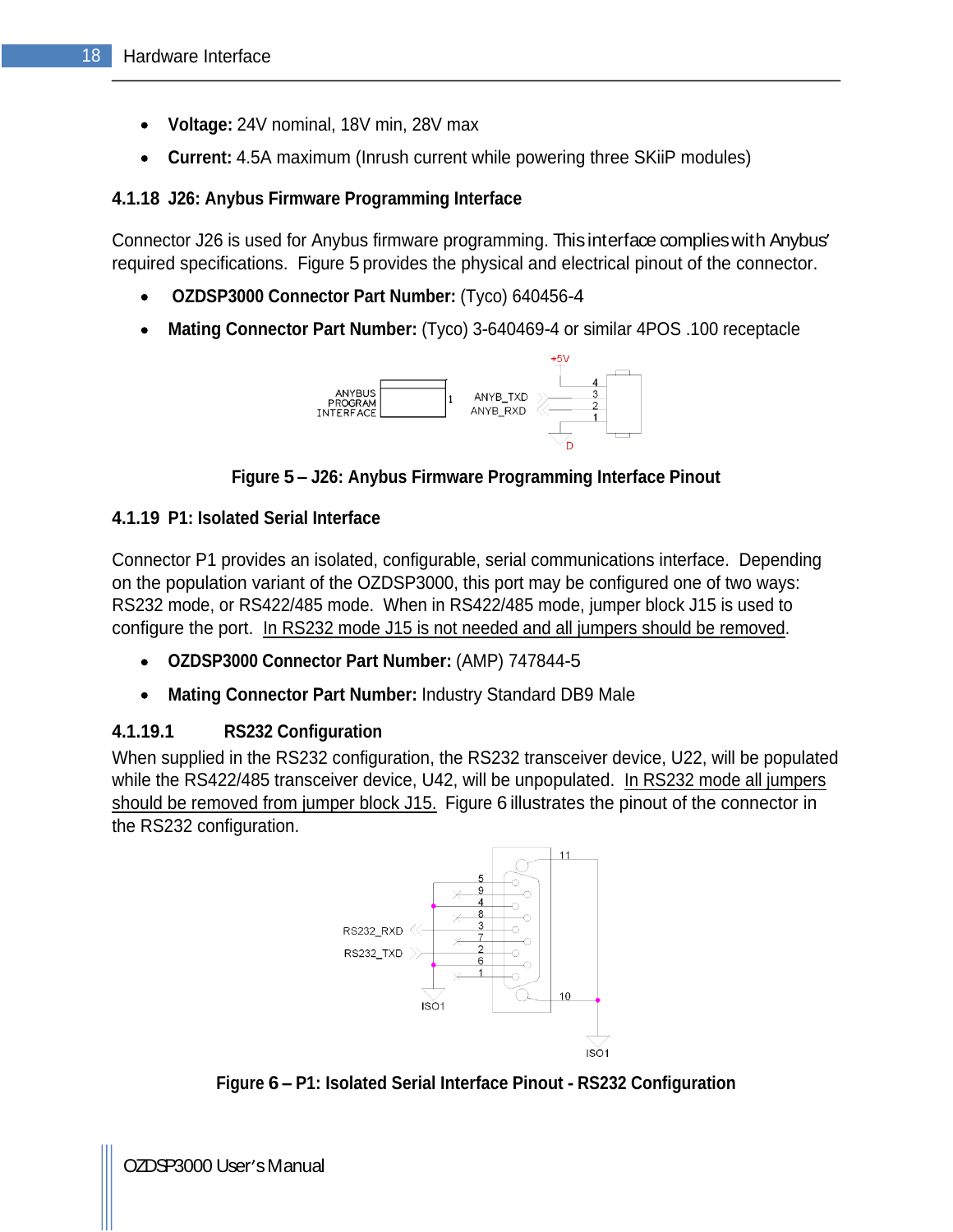- **Voltage:** 24V nominal, 18V min, 28V max
- **Current:** 4.5A maximum (Inrush current while powering three SKiiP modules)

### 4.1.18 J26: Anybus Firmware Programming Interface

Connector J26 is used for Anybus firmware programming. This interface complies with Anybus' required specifications. Figure 5 provides the physical and electrical pinout of the connector.

- **OZDSP3000 Connector Part Number:** (Tyco) 640456-4
- **Mating Connector Part Number:** (Tyco) 3-640469-4 or similar 4POS .100 receptacle

Figure 5 – J26: Anybus Firmware Programming Interface Pinout

### 4.1.19 P1: Isolated Serial Interface

Connector P1 provides an isolated, configurable, serial communications interface. Depending on the population variant of the OZDSP3000, this port may be configured one of two ways: RS232 mode, or RS422/485 mode. When in RS422/485 mode, jumper block J15 is used to configure the port. In RS232 mode J15 is not needed and all jumpers should be removed.

- **OZDSP3000 Connector Part Number:** (AMP) 747844-5
- **Mating Connector Part Number:** Industry Standard DB9 Male

#### 4.1.19.1 RS232 Configuration

When supplied in the RS232 configuration, the RS232 transceiver device, U22, will be populated while the RS422/485 transceiver device, U42, will be unpopulated. In RS232 mode all jumpers should be removed from jumper block J15. Figure 6 illustrates the pinout of the connector in the RS232 configuration.

Figure 6 – P1: Isolated Serial Interface Pinout - RS232 Configuration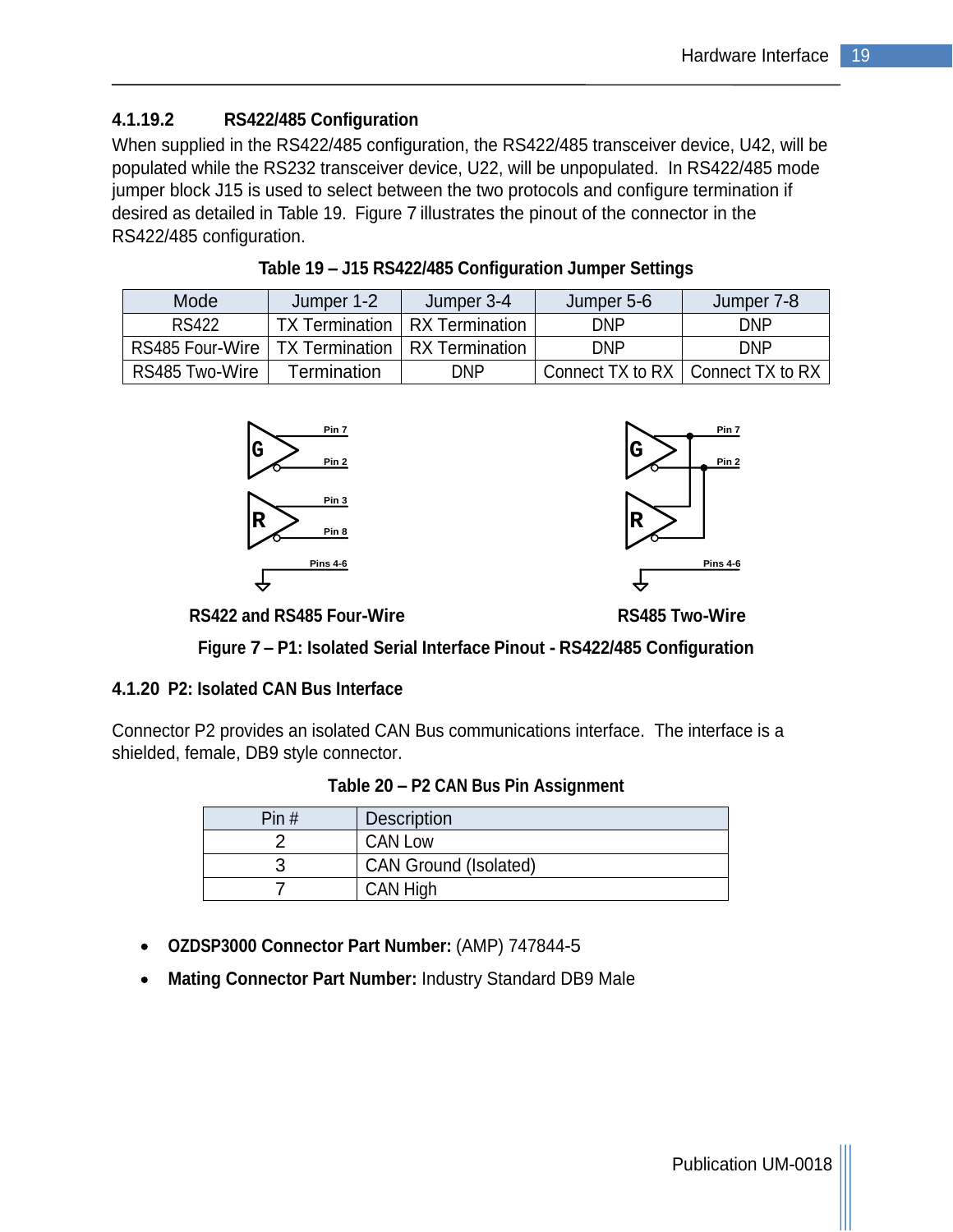#### 4.1.19.2 RS422/485 Configuration

When supplied in the RS422/485 configuration, the RS422/485 transceiver device, U42, will be populated while the RS232 transceiver device, U22, will be unpopulated. In RS422/485 mode jumper block J15 is used to select between the two protocols and configure termination if desired as detailed in Table 19. Figure 7 illustrates the pinout of the connector in the RS422/485 configuration.

**Table 19 – J15 RS422/485 Configuration Jumper Settings**

| Mode | Jumper 1-2 | Jumper 3-4 | Jumper 5-6 | Jumper 7-8 |
|---|---|---|---|---|
| RS422 | TX Termination | RX Termination | DNP | DNP |
| RS485 Four-Wire | TX Termination | RX Termination | DNP | DNP |
| RS485 Two-Wire | Termination | DNP | Connect TX to RX | Connect TX to RX |

Pin 7, Pin 2, Pin 3, Pin 8, Pins 4-6

**RS422 and RS485 Four-Wire**

Pin 7, Pin 2, Pins 4-6

**RS485 Two-Wire**

**Figure 7 – P1: Isolated Serial Interface Pinout - RS422/485 Configuration**

### 4.1.20 P2: Isolated CAN Bus Interface

Connector P2 provides an isolated CAN Bus communications interface. The interface is a shielded, female, DB9 style connector.

**Table 20 – P2 CAN Bus Pin Assignment**

| Pin # | Description |
|---|---|
| 2 | CAN Low |
| 3 | CAN Ground (Isolated) |
| 7 | CAN High |

- **OZDSP3000 Connector Part Number:** (AMP) 747844-5
- **Mating Connector Part Number:** Industry Standard DB9 Male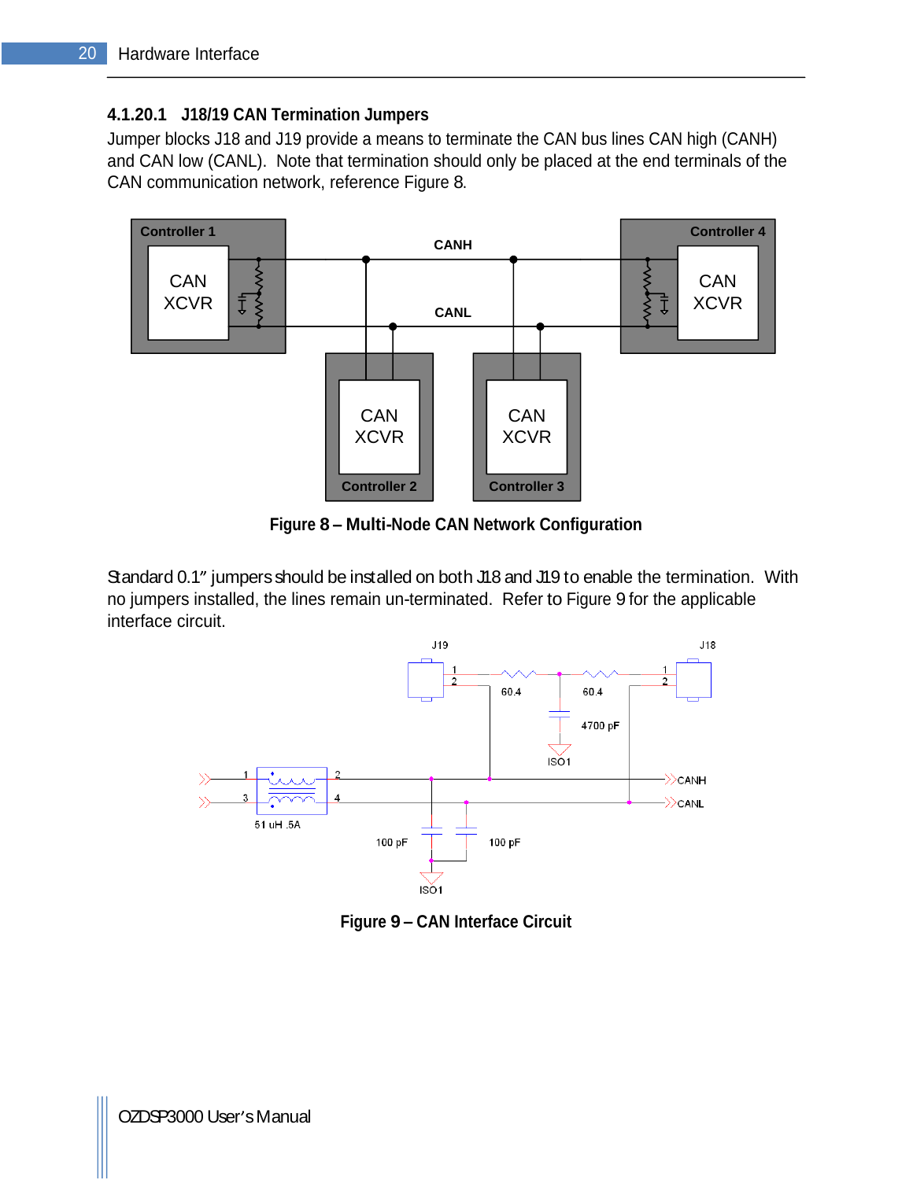#### 4.1.20.1 J18/19 CAN Termination Jumpers

Jumper blocks J18 and J19 provide a means to terminate the CAN bus lines CAN high (CANH) and CAN low (CANL). Note that termination should only be placed at the end terminals of the CAN communication network, reference Figure 8.

**Figure 8 – Multi-Node CAN Network Configuration**

Standard 0.1" jumpers should be installed on both J18 and J19 to enable the termination. With no jumpers installed, the lines remain un-terminated. Refer to Figure 9 for the applicable interface circuit.

**Figure 9 – CAN Interface Circuit**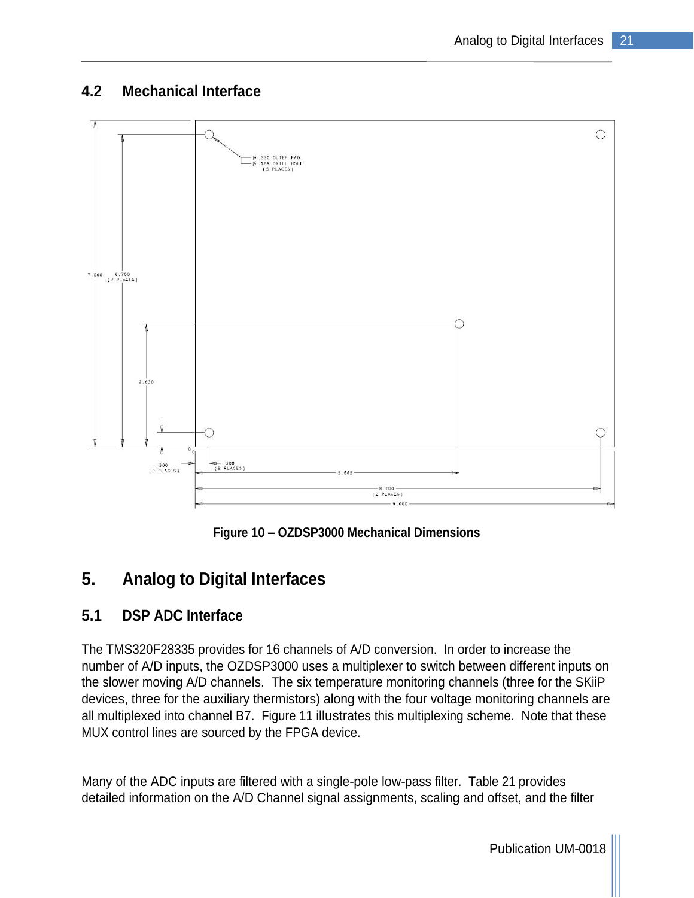## 4.2 Mechanical Interface

Figure 10 – OZDSP3000 Mechanical Dimensions

# 5. Analog to Digital Interfaces

## 5.1 DSP ADC Interface

The TMS320F28335 provides for 16 channels of A/D conversion. In order to increase the number of A/D inputs, the OZDSP3000 uses a multiplexer to switch between different inputs on the slower moving A/D channels. The six temperature monitoring channels (three for the SKiiP devices, three for the auxiliary thermistors) along with the four voltage monitoring channels are all multiplexed into channel B7. Figure 11 illustrates this multiplexing scheme. Note that these MUX control lines are sourced by the FPGA device.

Many of the ADC inputs are filtered with a single-pole low-pass filter. Table 21 provides detailed information on the A/D Channel signal assignments, scaling and offset, and the filter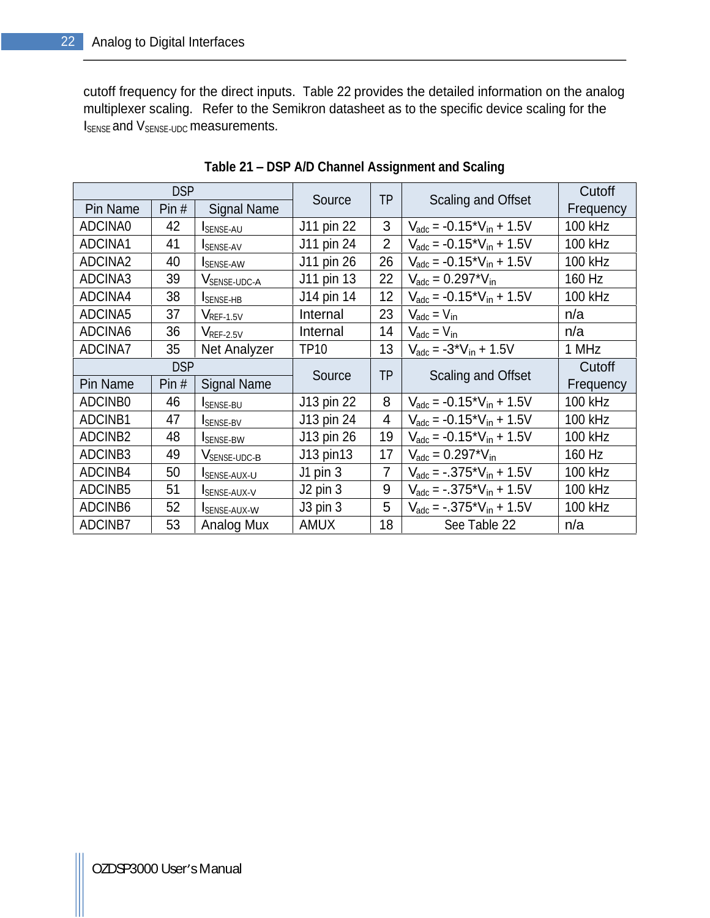cutoff frequency for the direct inputs. Table 22 provides the detailed information on the analog multiplexer scaling. Refer to the Semikron datasheet as to the specific device scaling for the $I_{SENSE}$ and $V_{SENSE-UDC}$ measurements.

**Table 21 – DSP A/D Channel Assignment and Scaling**

| DSP | | | Source | TP | Scaling and Offset | Cutoff Frequency |
|---|---|---|---|---|---|---|
| Pin Name | Pin # | Signal Name | | | | |
| ADCINA0 | 42 | $I_{SENSE-AU}$ | J11 pin 22 | 3 | $V_{adc} = -0.15*V_{in} + 1.5V$ | 100 kHz |
| ADCINA1 | 41 | $I_{SENSE-AV}$ | J11 pin 24 | 2 | $V_{adc} = -0.15*V_{in} + 1.5V$ | 100 kHz |
| ADCINA2 | 40 | $I_{SENSE-AW}$ | J11 pin 26 | 26 | $V_{adc} = -0.15*V_{in} + 1.5V$ | 100 kHz |
| ADCINA3 | 39 | $V_{SENSE-UDC-A}$ | J11 pin 13 | 22 | $V_{adc} = 0.297*V_{in}$ | 160 Hz |
| ADCINA4 | 38 | $I_{SENSE-HB}$ | J14 pin 14 | 12 | $V_{adc} = -0.15*V_{in} + 1.5V$ | 100 kHz |
| ADCINA5 | 37 | $V_{REF-1.5V}$ | Internal | 23 | $V_{adc} = V_{in}$ | n/a |
| ADCINA6 | 36 | $V_{REF-2.5V}$ | Internal | 14 | $V_{adc} = V_{in}$ | n/a |
| ADCINA7 | 35 | Net Analyzer | TP10 | 13 | $V_{adc} = -3*V_{in} + 1.5V$ | 1 MHz |
| **DSP** | | | **Source** | **TP** | **Scaling and Offset** | **Cutoff Frequency** |
| **Pin Name** | **Pin #** | **Signal Name** | | | | |
| ADCINB0 | 46 | $I_{SENSE-BU}$ | J13 pin 22 | 8 | $V_{adc} = -0.15*V_{in} + 1.5V$ | 100 kHz |
| ADCINB1 | 47 | $I_{SENSE-BV}$ | J13 pin 24 | 4 | $V_{adc} = -0.15*V_{in} + 1.5V$ | 100 kHz |
| ADCINB2 | 48 | $I_{SENSE-BW}$ | J13 pin 26 | 19 | $V_{adc} = -0.15*V_{in} + 1.5V$ | 100 kHz |
| ADCINB3 | 49 | $V_{SENSE-UDC-B}$ | J13 pin13 | 17 | $V_{adc} = 0.297*V_{in}$ | 160 Hz |
| ADCINB4 | 50 | $I_{SENSE-AUX-U}$ | J1 pin 3 | 7 | $V_{adc} = -.375*V_{in} + 1.5V$ | 100 kHz |
| ADCINB5 | 51 | $I_{SENSE-AUX-V}$ | J2 pin 3 | 9 | $V_{adc} = -.375*V_{in} + 1.5V$ | 100 kHz |
| ADCINB6 | 52 | $I_{SENSE-AUX-W}$ | J3 pin 3 | 5 | $V_{adc} = -.375*V_{in} + 1.5V$ | 100 kHz |
| ADCINB7 | 53 | Analog Mux | AMUX | 18 | See Table 22 | n/a |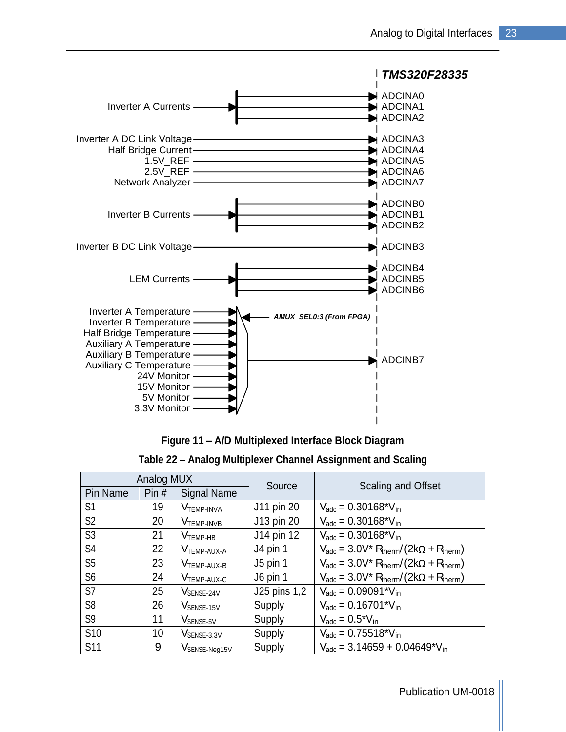TMS320F28335

| Signal | ADC Input |
|---|---|
| Inverter A Currents | ADCINA0, ADCINA1, ADCINA2 |
| Inverter A DC Link Voltage | ADCINA3 |
| Half Bridge Current | ADCINA4 |
| 1.5V_REF | ADCINA5 |
| 2.5V_REF | ADCINA6 |
| Network Analyzer | ADCINA7 |
| Inverter B Currents | ADCINB0, ADCINB1, ADCINB2 |
| Inverter B DC Link Voltage | ADCINB3 |
| LEM Currents | ADCINB4, ADCINB5, ADCINB6 |
| Inverter A Temperature, Inverter B Temperature, Half Bridge Temperature, Auxiliary A Temperature, Auxiliary B Temperature, Auxiliary C Temperature, 24V Monitor, 15V Monitor, 5V Monitor, 3.3V Monitor (multiplexed, AMUX_SEL0:3 (From FPGA)) | ADCINB7 |

**Figure 11 – A/D Multiplexed Interface Block Diagram**

**Table 22 – Analog Multiplexer Channel Assignment and Scaling**

| Analog MUX | | | Source | Scaling and Offset |
|---|---|---|---|---|
| Pin Name | Pin # | Signal Name | | |
| S1 | 19 | $V_{TEMP-INVA}$ | J11 pin 20 | $V_{adc} = 0.30168{*}V_{in}$ |
| S2 | 20 | $V_{TEMP-INVB}$ | J13 pin 20 | $V_{adc} = 0.30168{*}V_{in}$ |
| S3 | 21 | $V_{TEMP-HB}$ | J14 pin 12 | $V_{adc} = 0.30168{*}V_{in}$ |
| S4 | 22 | $V_{TEMP-AUX-A}$ | J4 pin 1 | $V_{adc} = 3.0V{*}\ R_{therm}/(2k\Omega + R_{therm})$ |
| S5 | 23 | $V_{TEMP-AUX-B}$ | J5 pin 1 | $V_{adc} = 3.0V{*}\ R_{therm}/(2k\Omega + R_{therm})$ |
| S6 | 24 | $V_{TEMP-AUX-C}$ | J6 pin 1 | $V_{adc} = 3.0V{*}\ R_{therm}/(2k\Omega + R_{therm})$ |
| S7 | 25 | $V_{SENSE-24V}$ | J25 pins 1,2 | $V_{adc} = 0.09091{*}V_{in}$ |
| S8 | 26 | $V_{SENSE-15V}$ | Supply | $V_{adc} = 0.16701{*}V_{in}$ |
| S9 | 11 | $V_{SENSE-5V}$ | Supply | $V_{adc} = 0.5{*}V_{in}$ |
| S10 | 10 | $V_{SENSE-3.3V}$ | Supply | $V_{adc} = 0.75518{*}V_{in}$ |
| S11 | 9 | $V_{SENSE-Neg15V}$ | Supply | $V_{adc} = 3.14659 + 0.04649{*}V_{in}$ |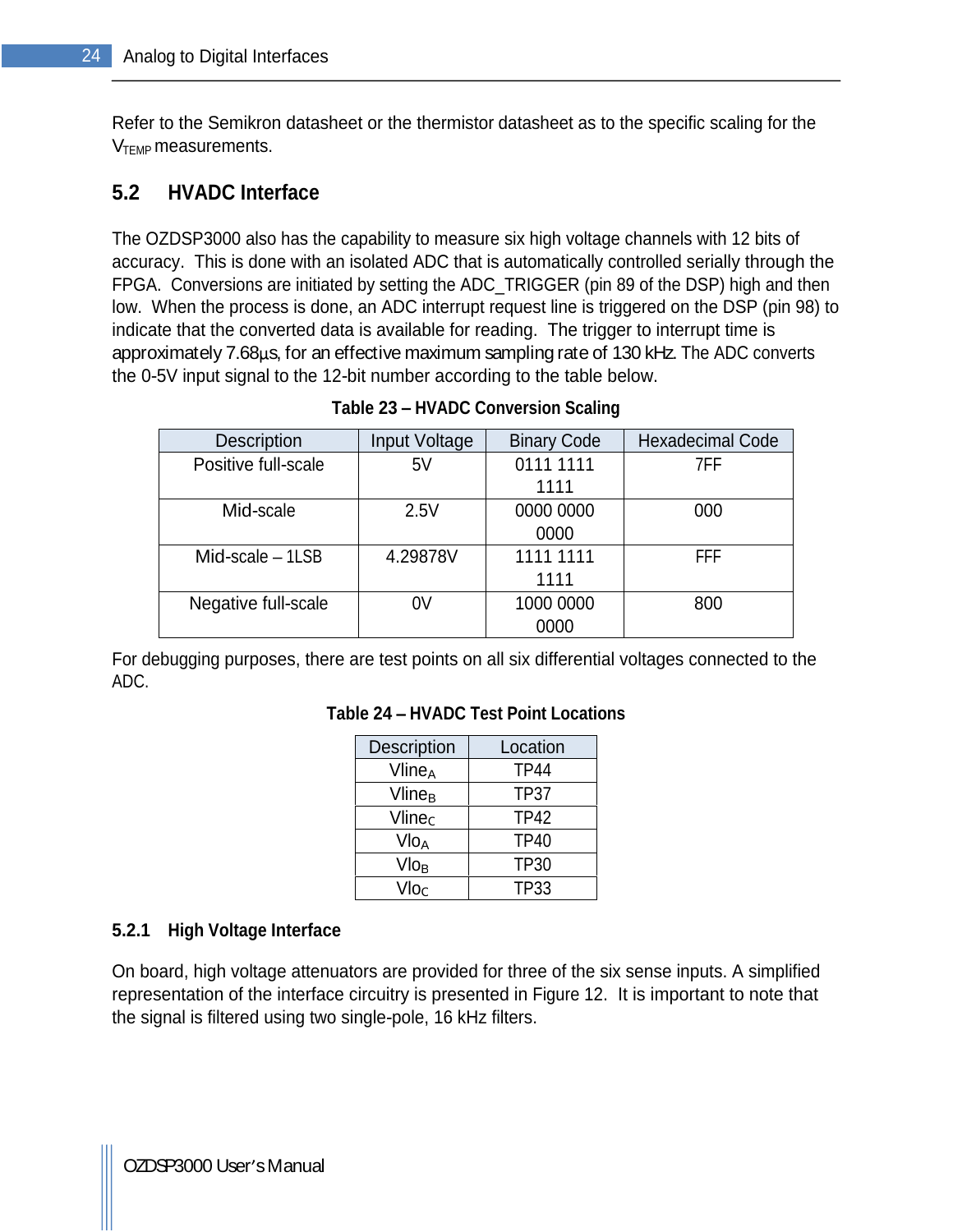Refer to the Semikron datasheet or the thermistor datasheet as to the specific scaling for the $V_{TEMP}$ measurements.

## 5.2 HVADC Interface

The OZDSP3000 also has the capability to measure six high voltage channels with 12 bits of accuracy. This is done with an isolated ADC that is automatically controlled serially through the FPGA. Conversions are initiated by setting the ADC_TRIGGER (pin 89 of the DSP) high and then low. When the process is done, an ADC interrupt request line is triggered on the DSP (pin 98) to indicate that the converted data is available for reading. The trigger to interrupt time is approximately 7.68μs, for an effective maximum sampling rate of 130 kHz. The ADC converts the 0-5V input signal to the 12-bit number according to the table below.

**Table 23 – HVADC Conversion Scaling**

| Description | Input Voltage | Binary Code | Hexadecimal Code |
|---|---|---|---|
| Positive full-scale | 5V | 0111 1111 1111 | 7FF |
| Mid-scale | 2.5V | 0000 0000 0000 | 000 |
| Mid-scale – 1LSB | 4.29878V | 1111 1111 1111 | FFF |
| Negative full-scale | 0V | 1000 0000 0000 | 800 |

For debugging purposes, there are test points on all six differential voltages connected to the ADC.

**Table 24 – HVADC Test Point Locations**

| Description | Location |
|---|---|
| $Vline_A$ | TP44 |
| $Vline_B$ | TP37 |
| $Vline_C$ | TP42 |
| $Vlo_A$ | TP40 |
| $Vlo_B$ | TP30 |
| $Vlo_C$ | TP33 |

### 5.2.1 High Voltage Interface

On board, high voltage attenuators are provided for three of the six sense inputs. A simplified representation of the interface circuitry is presented in Figure 12. It is important to note that the signal is filtered using two single-pole, 16 kHz filters.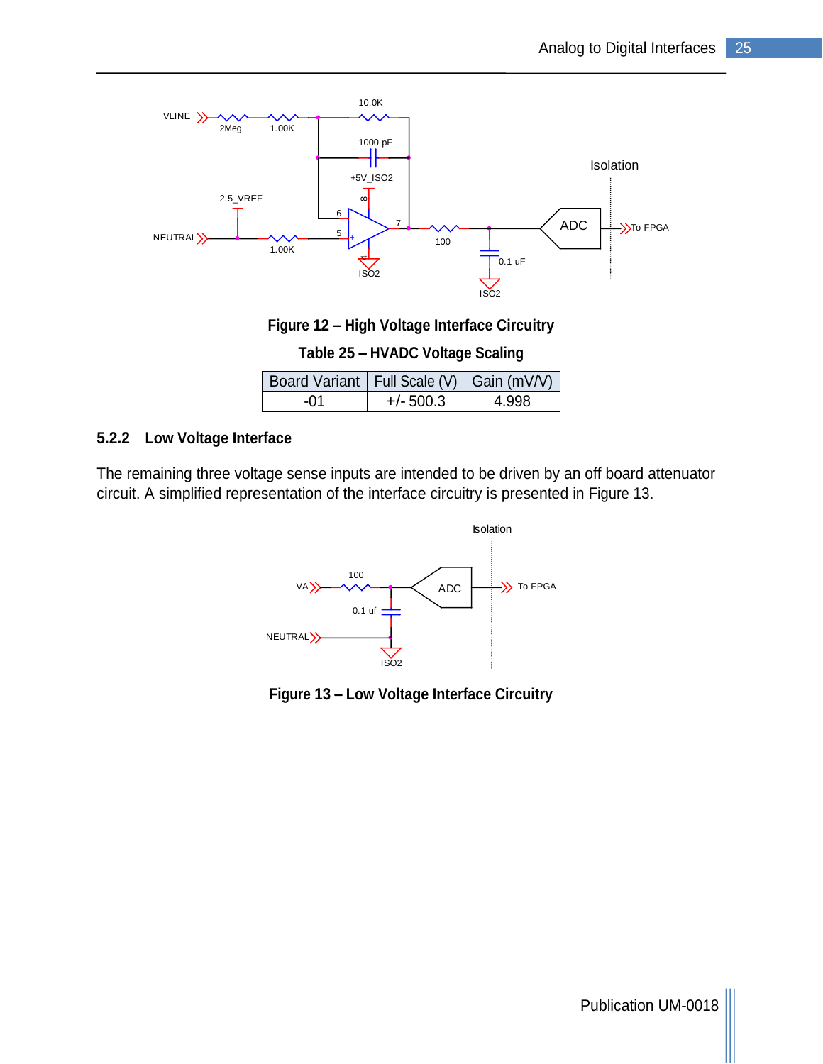Figure 12 – High Voltage Interface Circuitry

**Table 25 – HVADC Voltage Scaling**

| Board Variant | Full Scale (V) | Gain (mV/V) |
|---|---|---|
| -01 | +/- 500.3 | 4.998 |

### 5.2.2 Low Voltage Interface

The remaining three voltage sense inputs are intended to be driven by an off board attenuator circuit. A simplified representation of the interface circuitry is presented in Figure 13.

Figure 13 – Low Voltage Interface Circuitry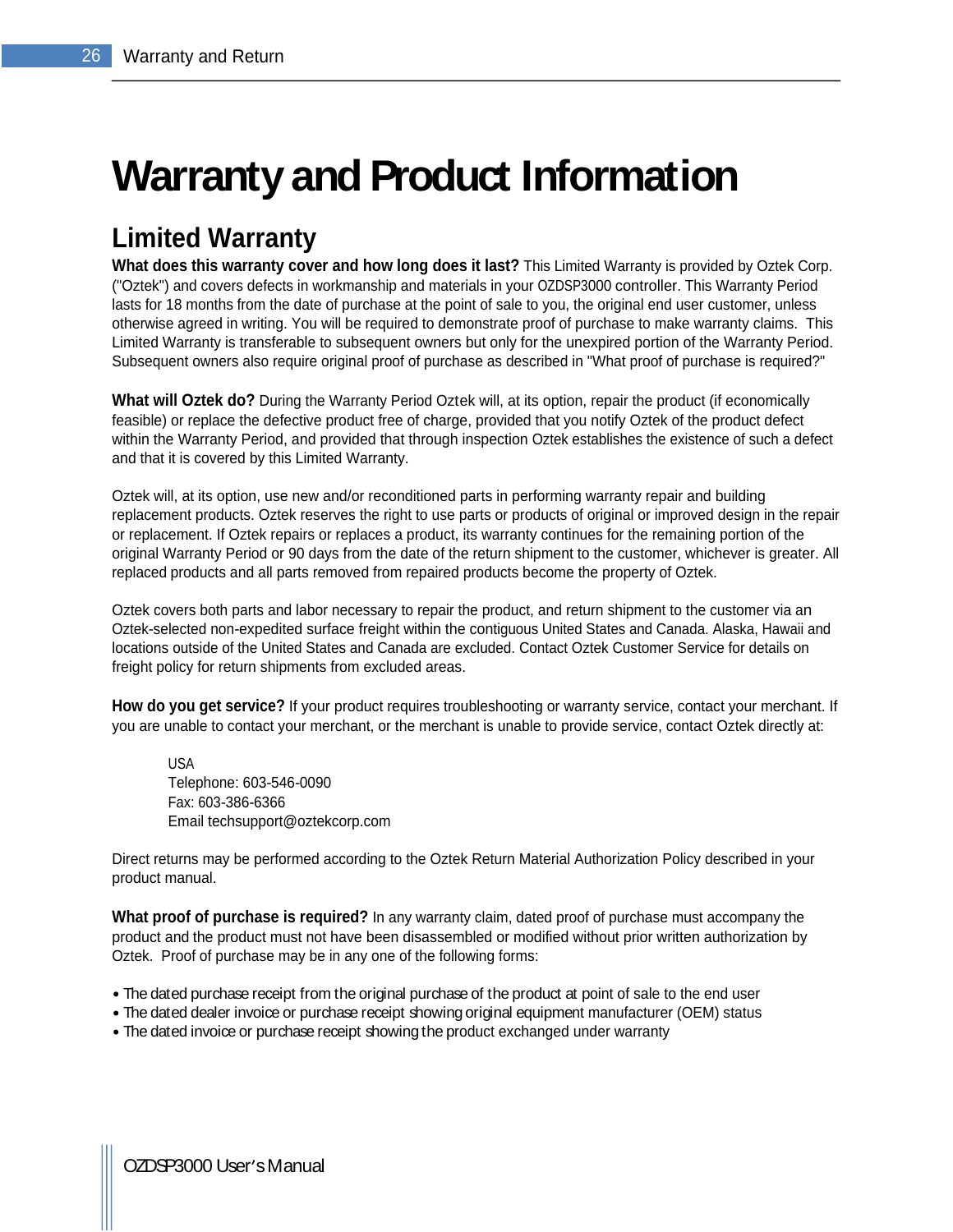# Warranty and Product Information

## Limited Warranty

**What does this warranty cover and how long does it last?** This Limited Warranty is provided by Oztek Corp. ("Oztek") and covers defects in workmanship and materials in your OZDSP3000 controller. This Warranty Period lasts for 18 months from the date of purchase at the point of sale to you, the original end user customer, unless otherwise agreed in writing. You will be required to demonstrate proof of purchase to make warranty claims. This Limited Warranty is transferable to subsequent owners but only for the unexpired portion of the Warranty Period. Subsequent owners also require original proof of purchase as described in "What proof of purchase is required?"

**What will Oztek do?** During the Warranty Period Oztek will, at its option, repair the product (if economically feasible) or replace the defective product free of charge, provided that you notify Oztek of the product defect within the Warranty Period, and provided that through inspection Oztek establishes the existence of such a defect and that it is covered by this Limited Warranty.

Oztek will, at its option, use new and/or reconditioned parts in performing warranty repair and building replacement products. Oztek reserves the right to use parts or products of original or improved design in the repair or replacement. If Oztek repairs or replaces a product, its warranty continues for the remaining portion of the original Warranty Period or 90 days from the date of the return shipment to the customer, whichever is greater. All replaced products and all parts removed from repaired products become the property of Oztek.

Oztek covers both parts and labor necessary to repair the product, and return shipment to the customer via an Oztek-selected non-expedited surface freight within the contiguous United States and Canada. Alaska, Hawaii and locations outside of the United States and Canada are excluded. Contact Oztek Customer Service for details on freight policy for return shipments from excluded areas.

**How do you get service?** If your product requires troubleshooting or warranty service, contact your merchant. If you are unable to contact your merchant, or the merchant is unable to provide service, contact Oztek directly at:

> USA
> Telephone: 603-546-0090
> Fax: 603-386-6366
> Email techsupport@oztekcorp.com

Direct returns may be performed according to the Oztek Return Material Authorization Policy described in your product manual.

**What proof of purchase is required?** In any warranty claim, dated proof of purchase must accompany the product and the product must not have been disassembled or modified without prior written authorization by Oztek. Proof of purchase may be in any one of the following forms:

- The dated purchase receipt from the original purchase of the product at point of sale to the end user
- The dated dealer invoice or purchase receipt showing original equipment manufacturer (OEM) status
- The dated invoice or purchase receipt showing the product exchanged under warranty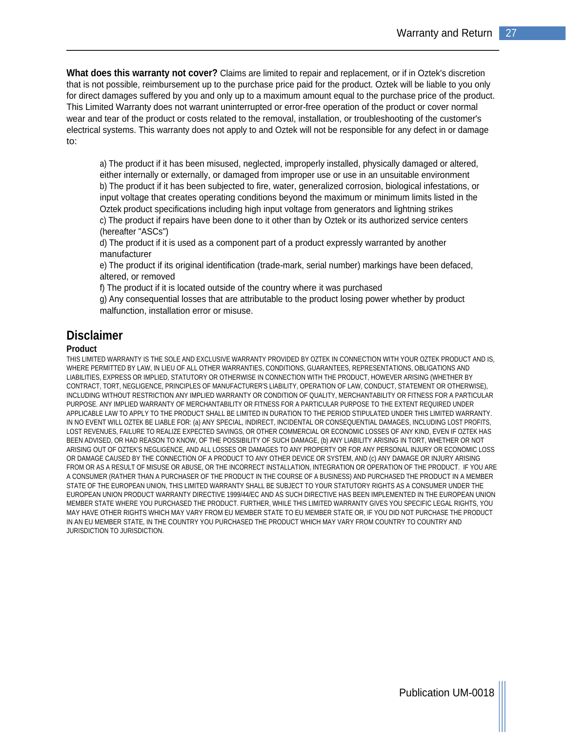**What does this warranty not cover?** Claims are limited to repair and replacement, or if in Oztek's discretion that is not possible, reimbursement up to the purchase price paid for the product. Oztek will be liable to you only for direct damages suffered by you and only up to a maximum amount equal to the purchase price of the product. This Limited Warranty does not warrant uninterrupted or error-free operation of the product or cover normal wear and tear of the product or costs related to the removal, installation, or troubleshooting of the customer's electrical systems. This warranty does not apply to and Oztek will not be responsible for any defect in or damage to:

a) The product if it has been misused, neglected, improperly installed, physically damaged or altered, either internally or externally, or damaged from improper use or use in an unsuitable environment
b) The product if it has been subjected to fire, water, generalized corrosion, biological infestations, or input voltage that creates operating conditions beyond the maximum or minimum limits listed in the Oztek product specifications including high input voltage from generators and lightning strikes
c) The product if repairs have been done to it other than by Oztek or its authorized service centers (hereafter "ASCs")
d) The product if it is used as a component part of a product expressly warranted by another manufacturer
e) The product if its original identification (trade-mark, serial number) markings have been defaced, altered, or removed
f) The product if it is located outside of the country where it was purchased
g) Any consequential losses that are attributable to the product losing power whether by product malfunction, installation error or misuse.

## Disclaimer

### Product

THIS LIMITED WARRANTY IS THE SOLE AND EXCLUSIVE WARRANTY PROVIDED BY OZTEK IN CONNECTION WITH YOUR OZTEK PRODUCT AND IS, WHERE PERMITTED BY LAW, IN LIEU OF ALL OTHER WARRANTIES, CONDITIONS, GUARANTEES, REPRESENTATIONS, OBLIGATIONS AND LIABILITIES, EXPRESS OR IMPLIED, STATUTORY OR OTHERWISE IN CONNECTION WITH THE PRODUCT, HOWEVER ARISING (WHETHER BY CONTRACT, TORT, NEGLIGENCE, PRINCIPLES OF MANUFACTURER'S LIABILITY, OPERATION OF LAW, CONDUCT, STATEMENT OR OTHERWISE), INCLUDING WITHOUT RESTRICTION ANY IMPLIED WARRANTY OR CONDITION OF QUALITY, MERCHANTABILITY OR FITNESS FOR A PARTICULAR PURPOSE. ANY IMPLIED WARRANTY OF MERCHANTABILITY OR FITNESS FOR A PARTICULAR PURPOSE TO THE EXTENT REQUIRED UNDER APPLICABLE LAW TO APPLY TO THE PRODUCT SHALL BE LIMITED IN DURATION TO THE PERIOD STIPULATED UNDER THIS LIMITED WARRANTY. IN NO EVENT WILL OZTEK BE LIABLE FOR: (a) ANY SPECIAL, INDIRECT, INCIDENTAL OR CONSEQUENTIAL DAMAGES, INCLUDING LOST PROFITS, LOST REVENUES, FAILURE TO REALIZE EXPECTED SAVINGS, OR OTHER COMMERCIAL OR ECONOMIC LOSSES OF ANY KIND, EVEN IF OZTEK HAS BEEN ADVISED, OR HAD REASON TO KNOW, OF THE POSSIBILITY OF SUCH DAMAGE, (b) ANY LIABILITY ARISING IN TORT, WHETHER OR NOT ARISING OUT OF OZTEK'S NEGLIGENCE, AND ALL LOSSES OR DAMAGES TO ANY PROPERTY OR FOR ANY PERSONAL INJURY OR ECONOMIC LOSS OR DAMAGE CAUSED BY THE CONNECTION OF A PRODUCT TO ANY OTHER DEVICE OR SYSTEM, AND (c) ANY DAMAGE OR INJURY ARISING FROM OR AS A RESULT OF MISUSE OR ABUSE, OR THE INCORRECT INSTALLATION, INTEGRATION OR OPERATION OF THE PRODUCT. IF YOU ARE A CONSUMER (RATHER THAN A PURCHASER OF THE PRODUCT IN THE COURSE OF A BUSINESS) AND PURCHASED THE PRODUCT IN A MEMBER STATE OF THE EUROPEAN UNION, THIS LIMITED WARRANTY SHALL BE SUBJECT TO YOUR STATUTORY RIGHTS AS A CONSUMER UNDER THE EUROPEAN UNION PRODUCT WARRANTY DIRECTIVE 1999/44/EC AND AS SUCH DIRECTIVE HAS BEEN IMPLEMENTED IN THE EUROPEAN UNION MEMBER STATE WHERE YOU PURCHASED THE PRODUCT. FURTHER, WHILE THIS LIMITED WARRANTY GIVES YOU SPECIFIC LEGAL RIGHTS, YOU MAY HAVE OTHER RIGHTS WHICH MAY VARY FROM EU MEMBER STATE TO EU MEMBER STATE OR, IF YOU DID NOT PURCHASE THE PRODUCT IN AN EU MEMBER STATE, IN THE COUNTRY YOU PURCHASED THE PRODUCT WHICH MAY VARY FROM COUNTRY TO COUNTRY AND JURISDICTION TO JURISDICTION.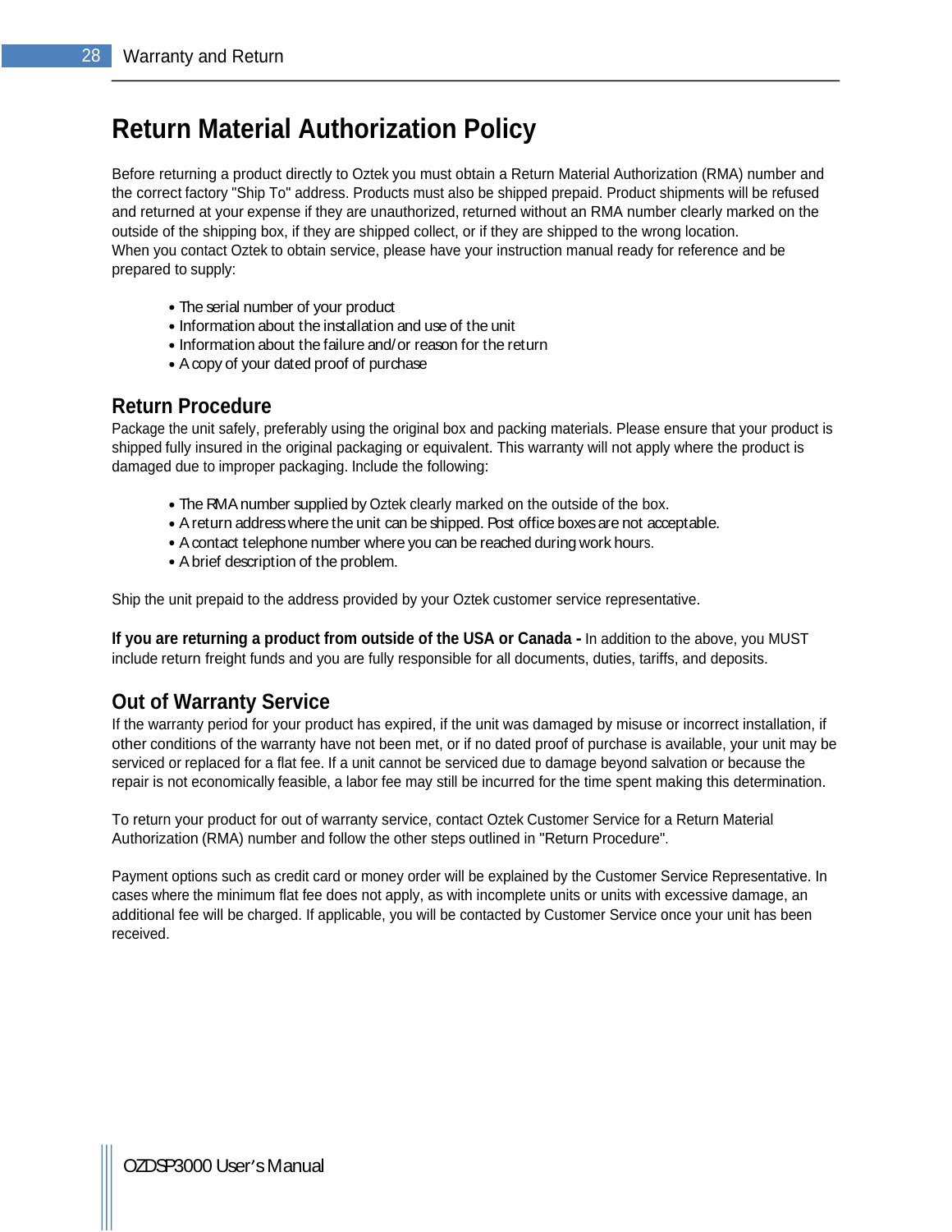# Return Material Authorization Policy

Before returning a product directly to Oztek you must obtain a Return Material Authorization (RMA) number and the correct factory "Ship To" address. Products must also be shipped prepaid. Product shipments will be refused and returned at your expense if they are unauthorized, returned without an RMA number clearly marked on the outside of the shipping box, if they are shipped collect, or if they are shipped to the wrong location.
When you contact Oztek to obtain service, please have your instruction manual ready for reference and be prepared to supply:

- The serial number of your product
- Information about the installation and use of the unit
- Information about the failure and/or reason for the return
- A copy of your dated proof of purchase

## Return Procedure

Package the unit safely, preferably using the original box and packing materials. Please ensure that your product is shipped fully insured in the original packaging or equivalent. This warranty will not apply where the product is damaged due to improper packaging. Include the following:

- The RMA number supplied by Oztek clearly marked on the outside of the box.
- A return address where the unit can be shipped. Post office boxes are not acceptable.
- A contact telephone number where you can be reached during work hours.
- A brief description of the problem.

Ship the unit prepaid to the address provided by your Oztek customer service representative.

**If you are returning a product from outside of the USA or Canada -** In addition to the above, you MUST include return freight funds and you are fully responsible for all documents, duties, tariffs, and deposits.

## Out of Warranty Service

If the warranty period for your product has expired, if the unit was damaged by misuse or incorrect installation, if other conditions of the warranty have not been met, or if no dated proof of purchase is available, your unit may be serviced or replaced for a flat fee. If a unit cannot be serviced due to damage beyond salvation or because the repair is not economically feasible, a labor fee may still be incurred for the time spent making this determination.

To return your product for out of warranty service, contact Oztek Customer Service for a Return Material Authorization (RMA) number and follow the other steps outlined in "Return Procedure".

Payment options such as credit card or money order will be explained by the Customer Service Representative. In cases where the minimum flat fee does not apply, as with incomplete units or units with excessive damage, an additional fee will be charged. If applicable, you will be contacted by Customer Service once your unit has been received.